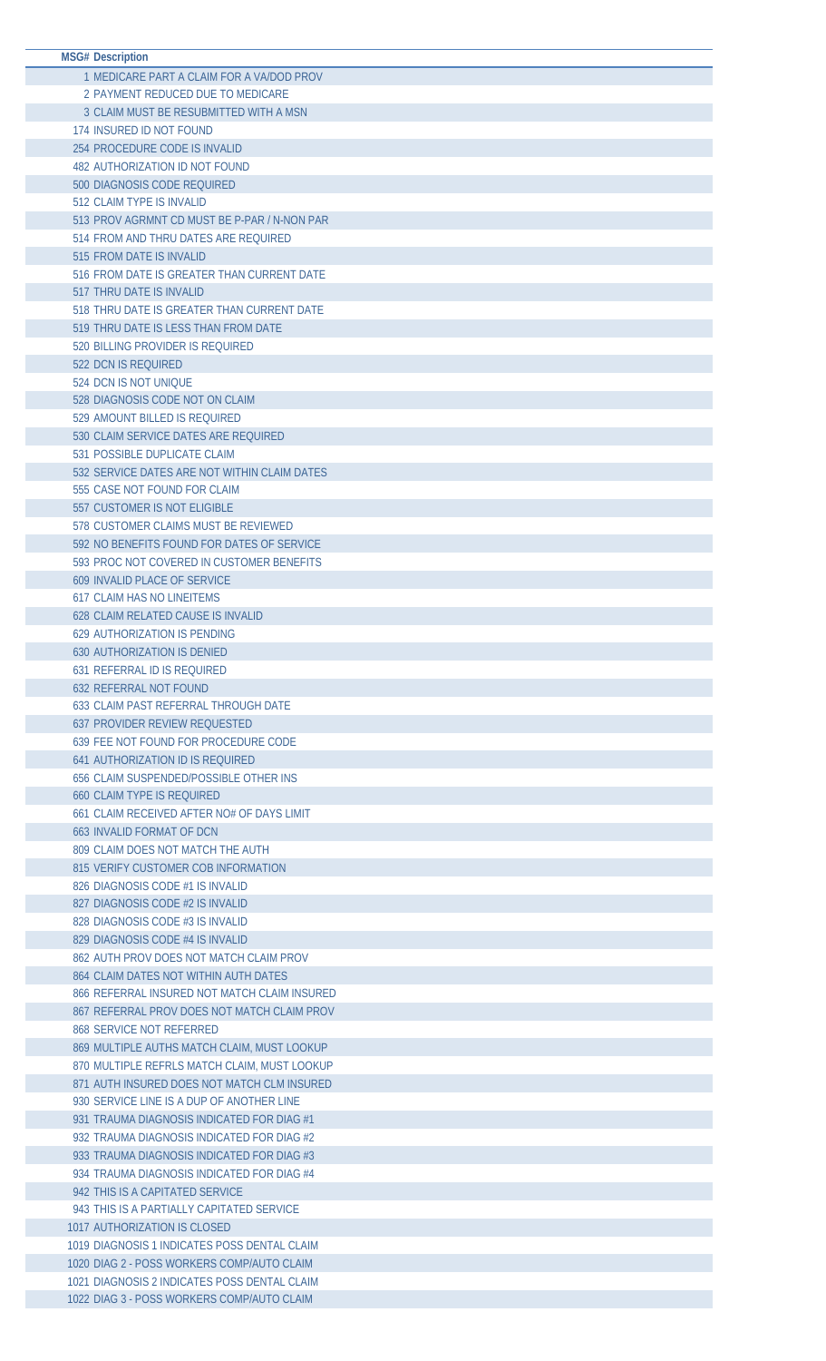| MSG# | Description |
|---|---|
| 1 | MEDICARE PART A CLAIM FOR A VA/DOD PROV |
| 2 | PAYMENT REDUCED DUE TO MEDICARE |
| 3 | CLAIM MUST BE RESUBMITTED WITH A MSN |
| 174 | INSURED ID NOT FOUND |
| 254 | PROCEDURE CODE IS INVALID |
| 482 | AUTHORIZATION ID NOT FOUND |
| 500 | DIAGNOSIS CODE REQUIRED |
| 512 | CLAIM TYPE IS INVALID |
| 513 | PROV AGRMNT CD MUST BE P-PAR / N-NON PAR |
| 514 | FROM AND THRU DATES ARE REQUIRED |
| 515 | FROM DATE IS INVALID |
| 516 | FROM DATE IS GREATER THAN CURRENT DATE |
| 517 | THRU DATE IS INVALID |
| 518 | THRU DATE IS GREATER THAN CURRENT DATE |
| 519 | THRU DATE IS LESS THAN FROM DATE |
| 520 | BILLING PROVIDER IS REQUIRED |
| 522 | DCN IS REQUIRED |
| 524 | DCN IS NOT UNIQUE |
| 528 | DIAGNOSIS CODE NOT ON CLAIM |
| 529 | AMOUNT BILLED IS REQUIRED |
| 530 | CLAIM SERVICE DATES ARE REQUIRED |
| 531 | POSSIBLE DUPLICATE CLAIM |
| 532 | SERVICE DATES ARE NOT WITHIN CLAIM DATES |
| 555 | CASE NOT FOUND FOR CLAIM |
| 557 | CUSTOMER IS NOT ELIGIBLE |
| 578 | CUSTOMER CLAIMS MUST BE REVIEWED |
| 592 | NO BENEFITS FOUND FOR DATES OF SERVICE |
| 593 | PROC NOT COVERED IN CUSTOMER BENEFITS |
| 609 | INVALID PLACE OF SERVICE |
| 617 | CLAIM HAS NO LINEITEMS |
| 628 | CLAIM RELATED CAUSE IS INVALID |
| 629 | AUTHORIZATION IS PENDING |
| 630 | AUTHORIZATION IS DENIED |
| 631 | REFERRAL ID IS REQUIRED |
| 632 | REFERRAL NOT FOUND |
| 633 | CLAIM PAST REFERRAL THROUGH DATE |
| 637 | PROVIDER REVIEW REQUESTED |
| 639 | FEE NOT FOUND FOR PROCEDURE CODE |
| 641 | AUTHORIZATION ID IS REQUIRED |
| 656 | CLAIM SUSPENDED/POSSIBLE OTHER INS |
| 660 | CLAIM TYPE IS REQUIRED |
| 661 | CLAIM RECEIVED AFTER NO# OF DAYS LIMIT |
| 663 | INVALID FORMAT OF DCN |
| 809 | CLAIM DOES NOT MATCH THE AUTH |
| 815 | VERIFY CUSTOMER COB INFORMATION |
| 826 | DIAGNOSIS CODE #1 IS INVALID |
| 827 | DIAGNOSIS CODE #2 IS INVALID |
| 828 | DIAGNOSIS CODE #3 IS INVALID |
| 829 | DIAGNOSIS CODE #4 IS INVALID |
| 862 | AUTH PROV DOES NOT MATCH CLAIM PROV |
| 864 | CLAIM DATES NOT WITHIN AUTH DATES |
| 866 | REFERRAL INSURED NOT MATCH CLAIM INSURED |
| 867 | REFERRAL PROV DOES NOT MATCH CLAIM PROV |
| 868 | SERVICE NOT REFERRED |
| 869 | MULTIPLE AUTHS MATCH CLAIM, MUST LOOKUP |
| 870 | MULTIPLE REFRLS MATCH CLAIM, MUST LOOKUP |
| 871 | AUTH INSURED DOES NOT MATCH CLM INSURED |
| 930 | SERVICE LINE IS A DUP OF ANOTHER LINE |
| 931 | TRAUMA DIAGNOSIS INDICATED FOR DIAG #1 |
| 932 | TRAUMA DIAGNOSIS INDICATED FOR DIAG #2 |
| 933 | TRAUMA DIAGNOSIS INDICATED FOR DIAG #3 |
| 934 | TRAUMA DIAGNOSIS INDICATED FOR DIAG #4 |
| 942 | THIS IS A CAPITATED SERVICE |
| 943 | THIS IS A PARTIALLY CAPITATED SERVICE |
| 1017 | AUTHORIZATION IS CLOSED |
| 1019 | DIAGNOSIS 1 INDICATES POSS DENTAL CLAIM |
| 1020 | DIAG 2 - POSS WORKERS COMP/AUTO CLAIM |
| 1021 | DIAGNOSIS 2 INDICATES POSS DENTAL CLAIM |
| 1022 | DIAG 3 - POSS WORKERS COMP/AUTO CLAIM |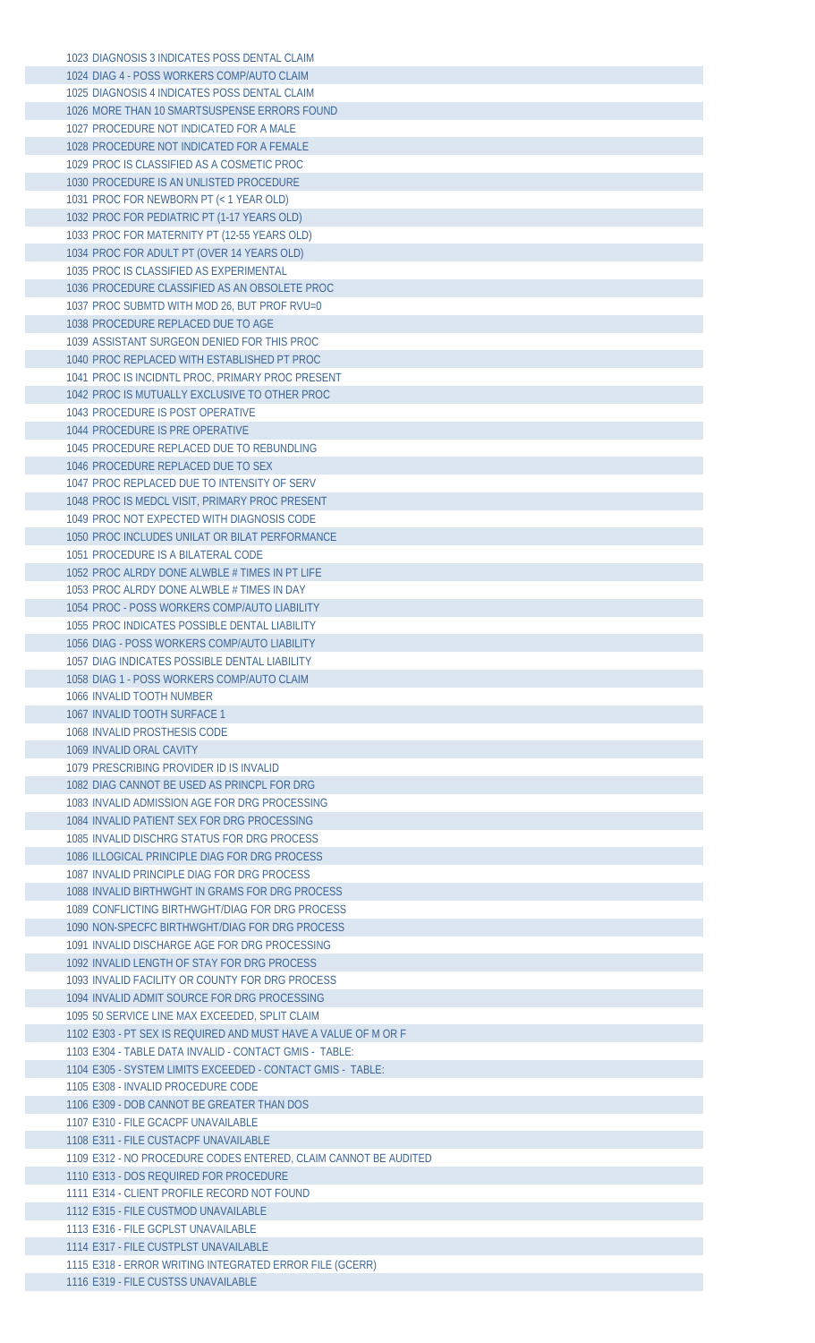1023 DIAGNOSIS 3 INDICATES POSS DENTAL CLAIM
1024 DIAG 4 - POSS WORKERS COMP/AUTO CLAIM
1025 DIAGNOSIS 4 INDICATES POSS DENTAL CLAIM
1026 MORE THAN 10 SMARTSUSPENSE ERRORS FOUND
1027 PROCEDURE NOT INDICATED FOR A MALE
1028 PROCEDURE NOT INDICATED FOR A FEMALE
1029 PROC IS CLASSIFIED AS A COSMETIC PROC
1030 PROCEDURE IS AN UNLISTED PROCEDURE
1031 PROC FOR NEWBORN PT (< 1 YEAR OLD)
1032 PROC FOR PEDIATRIC PT (1-17 YEARS OLD)
1033 PROC FOR MATERNITY PT (12-55 YEARS OLD)
1034 PROC FOR ADULT PT (OVER 14 YEARS OLD)
1035 PROC IS CLASSIFIED AS EXPERIMENTAL
1036 PROCEDURE CLASSIFIED AS AN OBSOLETE PROC
1037 PROC SUBMTD WITH MOD 26, BUT PROF RVU=0
1038 PROCEDURE REPLACED DUE TO AGE
1039 ASSISTANT SURGEON DENIED FOR THIS PROC
1040 PROC REPLACED WITH ESTABLISHED PT PROC
1041 PROC IS INCIDNTL PROC, PRIMARY PROC PRESENT
1042 PROC IS MUTUALLY EXCLUSIVE TO OTHER PROC
1043 PROCEDURE IS POST OPERATIVE
1044 PROCEDURE IS PRE OPERATIVE
1045 PROCEDURE REPLACED DUE TO REBUNDLING
1046 PROCEDURE REPLACED DUE TO SEX
1047 PROC REPLACED DUE TO INTENSITY OF SERV
1048 PROC IS MEDCL VISIT, PRIMARY PROC PRESENT
1049 PROC NOT EXPECTED WITH DIAGNOSIS CODE
1050 PROC INCLUDES UNILAT OR BILAT PERFORMANCE
1051 PROCEDURE IS A BILATERAL CODE
1052 PROC ALRDY DONE ALWBLE # TIMES IN PT LIFE
1053 PROC ALRDY DONE ALWBLE # TIMES IN DAY
1054 PROC - POSS WORKERS COMP/AUTO LIABILITY
1055 PROC INDICATES POSSIBLE DENTAL LIABILITY
1056 DIAG - POSS WORKERS COMP/AUTO LIABILITY
1057 DIAG INDICATES POSSIBLE DENTAL LIABILITY
1058 DIAG 1 - POSS WORKERS COMP/AUTO CLAIM
1066 INVALID TOOTH NUMBER
1067 INVALID TOOTH SURFACE 1
1068 INVALID PROSTHESIS CODE
1069 INVALID ORAL CAVITY
1079 PRESCRIBING PROVIDER ID IS INVALID
1082 DIAG CANNOT BE USED AS PRINCPL FOR DRG
1083 INVALID ADMISSION AGE FOR DRG PROCESSING
1084 INVALID PATIENT SEX FOR DRG PROCESSING
1085 INVALID DISCHRG STATUS FOR DRG PROCESS
1086 ILLOGICAL PRINCIPLE DIAG FOR DRG PROCESS
1087 INVALID PRINCIPLE DIAG FOR DRG PROCESS
1088 INVALID BIRTHWGHT IN GRAMS FOR DRG PROCESS
1089 CONFLICTING BIRTHWGHT/DIAG FOR DRG PROCESS
1090 NON-SPECFC BIRTHWGHT/DIAG FOR DRG PROCESS
1091 INVALID DISCHARGE AGE FOR DRG PROCESSING
1092 INVALID LENGTH OF STAY FOR DRG PROCESS
1093 INVALID FACILITY OR COUNTY FOR DRG PROCESS
1094 INVALID ADMIT SOURCE FOR DRG PROCESSING
1095 50 SERVICE LINE MAX EXCEEDED, SPLIT CLAIM
1102 E303 - PT SEX IS REQUIRED AND MUST HAVE A VALUE OF M OR F
1103 E304 - TABLE DATA INVALID - CONTACT GMIS - TABLE:
1104 E305 - SYSTEM LIMITS EXCEEDED - CONTACT GMIS - TABLE:
1105 E308 - INVALID PROCEDURE CODE
1106 E309 - DOB CANNOT BE GREATER THAN DOS
1107 E310 - FILE GCACPF UNAVAILABLE
1108 E311 - FILE CUSTACPF UNAVAILABLE
1109 E312 - NO PROCEDURE CODES ENTERED, CLAIM CANNOT BE AUDITED
1110 E313 - DOS REQUIRED FOR PROCEDURE
1111 E314 - CLIENT PROFILE RECORD NOT FOUND
1112 E315 - FILE CUSTMOD UNAVAILABLE
1113 E316 - FILE GCPLST UNAVAILABLE
1114 E317 - FILE CUSTPLST UNAVAILABLE
1115 E318 - ERROR WRITING INTEGRATED ERROR FILE (GCERR)
1116 E319 - FILE CUSTSS UNAVAILABLE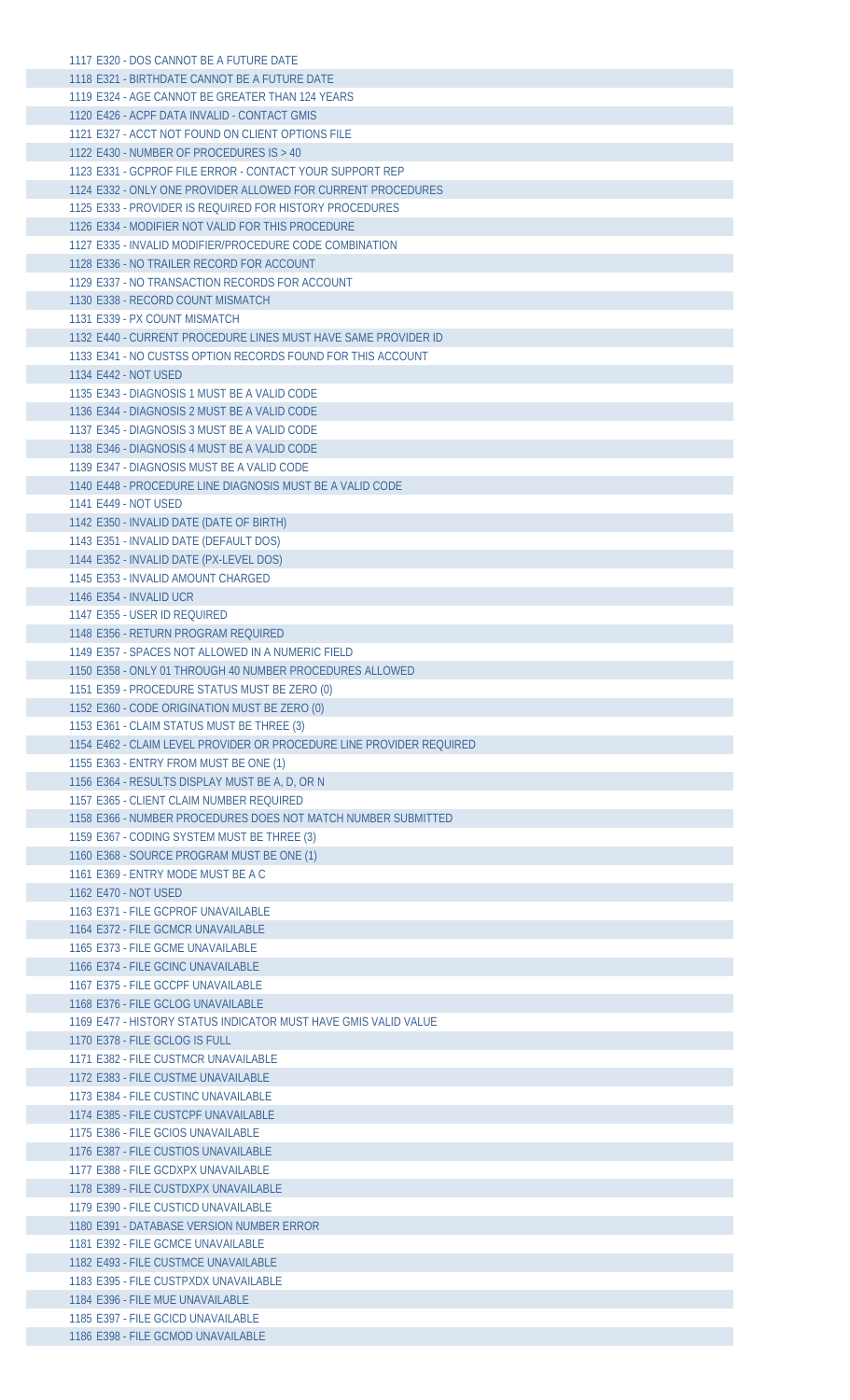1117 E320 - DOS CANNOT BE A FUTURE DATE
1118 E321 - BIRTHDATE CANNOT BE A FUTURE DATE
1119 E324 - AGE CANNOT BE GREATER THAN 124 YEARS
1120 E426 - ACPF DATA INVALID - CONTACT GMIS
1121 E327 - ACCT NOT FOUND ON CLIENT OPTIONS FILE
1122 E430 - NUMBER OF PROCEDURES IS > 40
1123 E331 - GCPROF FILE ERROR - CONTACT YOUR SUPPORT REP
1124 E332 - ONLY ONE PROVIDER ALLOWED FOR CURRENT PROCEDURES
1125 E333 - PROVIDER IS REQUIRED FOR HISTORY PROCEDURES
1126 E334 - MODIFIER NOT VALID FOR THIS PROCEDURE
1127 E335 - INVALID MODIFIER/PROCEDURE CODE COMBINATION
1128 E336 - NO TRAILER RECORD FOR ACCOUNT
1129 E337 - NO TRANSACTION RECORDS FOR ACCOUNT
1130 E338 - RECORD COUNT MISMATCH
1131 E339 - PX COUNT MISMATCH
1132 E440 - CURRENT PROCEDURE LINES MUST HAVE SAME PROVIDER ID
1133 E341 - NO CUSTSS OPTION RECORDS FOUND FOR THIS ACCOUNT
1134 E442 - NOT USED
1135 E343 - DIAGNOSIS 1 MUST BE A VALID CODE
1136 E344 - DIAGNOSIS 2 MUST BE A VALID CODE
1137 E345 - DIAGNOSIS 3 MUST BE A VALID CODE
1138 E346 - DIAGNOSIS 4 MUST BE A VALID CODE
1139 E347 - DIAGNOSIS MUST BE A VALID CODE
1140 E448 - PROCEDURE LINE DIAGNOSIS MUST BE A VALID CODE
1141 E449 - NOT USED
1142 E350 - INVALID DATE (DATE OF BIRTH)
1143 E351 - INVALID DATE (DEFAULT DOS)
1144 E352 - INVALID DATE (PX-LEVEL DOS)
1145 E353 - INVALID AMOUNT CHARGED
1146 E354 - INVALID UCR
1147 E355 - USER ID REQUIRED
1148 E356 - RETURN PROGRAM REQUIRED
1149 E357 - SPACES NOT ALLOWED IN A NUMERIC FIELD
1150 E358 - ONLY 01 THROUGH 40 NUMBER PROCEDURES ALLOWED
1151 E359 - PROCEDURE STATUS MUST BE ZERO (0)
1152 E360 - CODE ORIGINATION MUST BE ZERO (0)
1153 E361 - CLAIM STATUS MUST BE THREE (3)
1154 E462 - CLAIM LEVEL PROVIDER OR PROCEDURE LINE PROVIDER REQUIRED
1155 E363 - ENTRY FROM MUST BE ONE (1)
1156 E364 - RESULTS DISPLAY MUST BE A, D, OR N
1157 E365 - CLIENT CLAIM NUMBER REQUIRED
1158 E366 - NUMBER PROCEDURES DOES NOT MATCH NUMBER SUBMITTED
1159 E367 - CODING SYSTEM MUST BE THREE (3)
1160 E368 - SOURCE PROGRAM MUST BE ONE (1)
1161 E369 - ENTRY MODE MUST BE A C
1162 E470 - NOT USED
1163 E371 - FILE GCPROF UNAVAILABLE
1164 E372 - FILE GCMCR UNAVAILABLE
1165 E373 - FILE GCME UNAVAILABLE
1166 E374 - FILE GCINC UNAVAILABLE
1167 E375 - FILE GCCPF UNAVAILABLE
1168 E376 - FILE GCLOG UNAVAILABLE
1169 E477 - HISTORY STATUS INDICATOR MUST HAVE GMIS VALID VALUE
1170 E378 - FILE GCLOG IS FULL
1171 E382 - FILE CUSTMCR UNAVAILABLE
1172 E383 - FILE CUSTME UNAVAILABLE
1173 E384 - FILE CUSTINC UNAVAILABLE
1174 E385 - FILE CUSTCPF UNAVAILABLE
1175 E386 - FILE GCIOS UNAVAILABLE
1176 E387 - FILE CUSTIOS UNAVAILABLE
1177 E388 - FILE GCDXPX UNAVAILABLE
1178 E389 - FILE CUSTDXPX UNAVAILABLE
1179 E390 - FILE CUSTICD UNAVAILABLE
1180 E391 - DATABASE VERSION NUMBER ERROR
1181 E392 - FILE GCMCE UNAVAILABLE
1182 E493 - FILE CUSTMCE UNAVAILABLE
1183 E395 - FILE CUSTPXDX UNAVAILABLE
1184 E396 - FILE MUE UNAVAILABLE
1185 E397 - FILE GCICD UNAVAILABLE
1186 E398 - FILE GCMOD UNAVAILABLE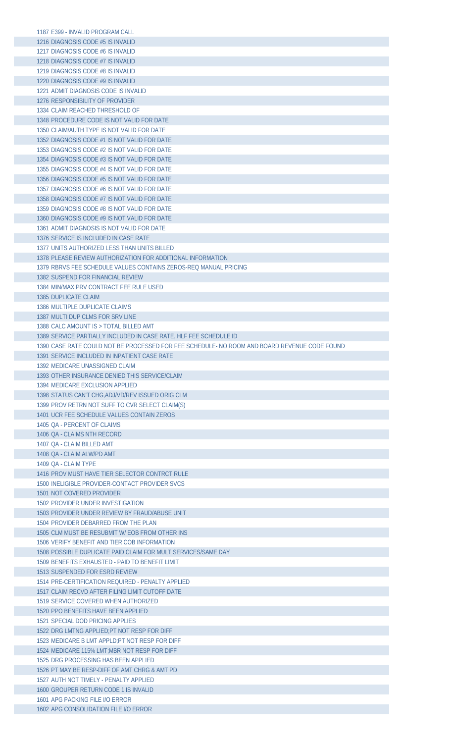1187 E399 - INVALID PROGRAM CALL
1216 DIAGNOSIS CODE #5 IS INVALID
1217 DIAGNOSIS CODE #6 IS INVALID
1218 DIAGNOSIS CODE #7 IS INVALID
1219 DIAGNOSIS CODE #8 IS INVALID
1220 DIAGNOSIS CODE #9 IS INVALID
1221 ADMIT DIAGNOSIS CODE IS INVALID
1276 RESPONSIBILITY OF PROVIDER
1334 CLAIM REACHED THRESHOLD OF
1348 PROCEDURE CODE IS NOT VALID FOR DATE
1350 CLAIM/AUTH TYPE IS NOT VALID FOR DATE
1352 DIAGNOSIS CODE #1 IS NOT VALID FOR DATE
1353 DIAGNOSIS CODE #2 IS NOT VALID FOR DATE
1354 DIAGNOSIS CODE #3 IS NOT VALID FOR DATE
1355 DIAGNOSIS CODE #4 IS NOT VALID FOR DATE
1356 DIAGNOSIS CODE #5 IS NOT VALID FOR DATE
1357 DIAGNOSIS CODE #6 IS NOT VALID FOR DATE
1358 DIAGNOSIS CODE #7 IS NOT VALID FOR DATE
1359 DIAGNOSIS CODE #8 IS NOT VALID FOR DATE
1360 DIAGNOSIS CODE #9 IS NOT VALID FOR DATE
1361 ADMIT DIAGNOSIS IS NOT VALID FOR DATE
1376 SERVICE IS INCLUDED IN CASE RATE
1377 UNITS AUTHORIZED LESS THAN UNITS BILLED
1378 PLEASE REVIEW AUTHORIZATION FOR ADDITIONAL INFORMATION
1379 RBRVS FEE SCHEDULE VALUES CONTAINS ZEROS-REQ MANUAL PRICING
1382 SUSPEND FOR FINANCIAL REVIEW
1384 MIN/MAX PRV CONTRACT FEE RULE USED
1385 DUPLICATE CLAIM
1386 MULTIPLE DUPLICATE CLAIMS
1387 MULTI DUP CLMS FOR SRV LINE
1388 CALC AMOUNT IS > TOTAL BILLED AMT
1389 SERVICE PARTIALLY INCLUDED IN CASE RATE, HLF FEE SCHEDULE ID
1390 CASE RATE COULD NOT BE PROCESSED FOR FEE SCHEDULE- NO ROOM AND BOARD REVENUE CODE FOUND
1391 SERVICE INCLUDED IN INPATIENT CASE RATE
1392 MEDICARE UNASSIGNED CLAIM
1393 OTHER INSURANCE DENIED THIS SERVICE/CLAIM
1394 MEDICARE EXCLUSION APPLIED
1398 STATUS CAN'T CHG,ADJ/VD/REV ISSUED ORIG CLM
1399 PROV RETRN NOT SUFF TO CVR SELECT CLAIM(S)
1401 UCR FEE SCHEDULE VALUES CONTAIN ZEROS
1405 QA - PERCENT OF CLAIMS
1406 QA - CLAIMS NTH RECORD
1407 QA - CLAIM BILLED AMT
1408 QA - CLAIM ALW/PD AMT
1409 QA - CLAIM TYPE
1416 PROV MUST HAVE TIER SELECTOR CONTRCT RULE
1500 INELIGIBLE PROVIDER-CONTACT PROVIDER SVCS
1501 NOT COVERED PROVIDER
1502 PROVIDER UNDER INVESTIGATION
1503 PROVIDER UNDER REVIEW BY FRAUD/ABUSE UNIT
1504 PROVIDER DEBARRED FROM THE PLAN
1505 CLM MUST BE RESUBMIT W/ EOB FROM OTHER INS
1506 VERIFY BENEFIT AND TIER COB INFORMATION
1508 POSSIBLE DUPLICATE PAID CLAIM FOR MULT SERVICES/SAME DAY
1509 BENEFITS EXHAUSTED - PAID TO BENEFIT LIMIT
1513 SUSPENDED FOR ESRD REVIEW
1514 PRE-CERTIFICATION REQUIRED - PENALTY APPLIED
1517 CLAIM RECVD AFTER FILING LIMIT CUTOFF DATE
1519 SERVICE COVERED WHEN AUTHORIZED
1520 PPO BENEFITS HAVE BEEN APPLIED
1521 SPECIAL DOD PRICING APPLIES
1522 DRG LMTNG APPLIED;PT NOT RESP FOR DIFF
1523 MEDICARE B LMT APPLD;PT NOT RESP FOR DIFF
1524 MEDICARE 115% LMT;MBR NOT RESP FOR DIFF
1525 DRG PROCESSING HAS BEEN APPLIED
1526 PT MAY BE RESP-DIFF OF AMT CHRG & AMT PD
1527 AUTH NOT TIMELY - PENALTY APPLIED
1600 GROUPER RETURN CODE 1 IS INVALID
1601 APG PACKING FILE I/O ERROR
1602 APG CONSOLIDATION FILE I/O ERROR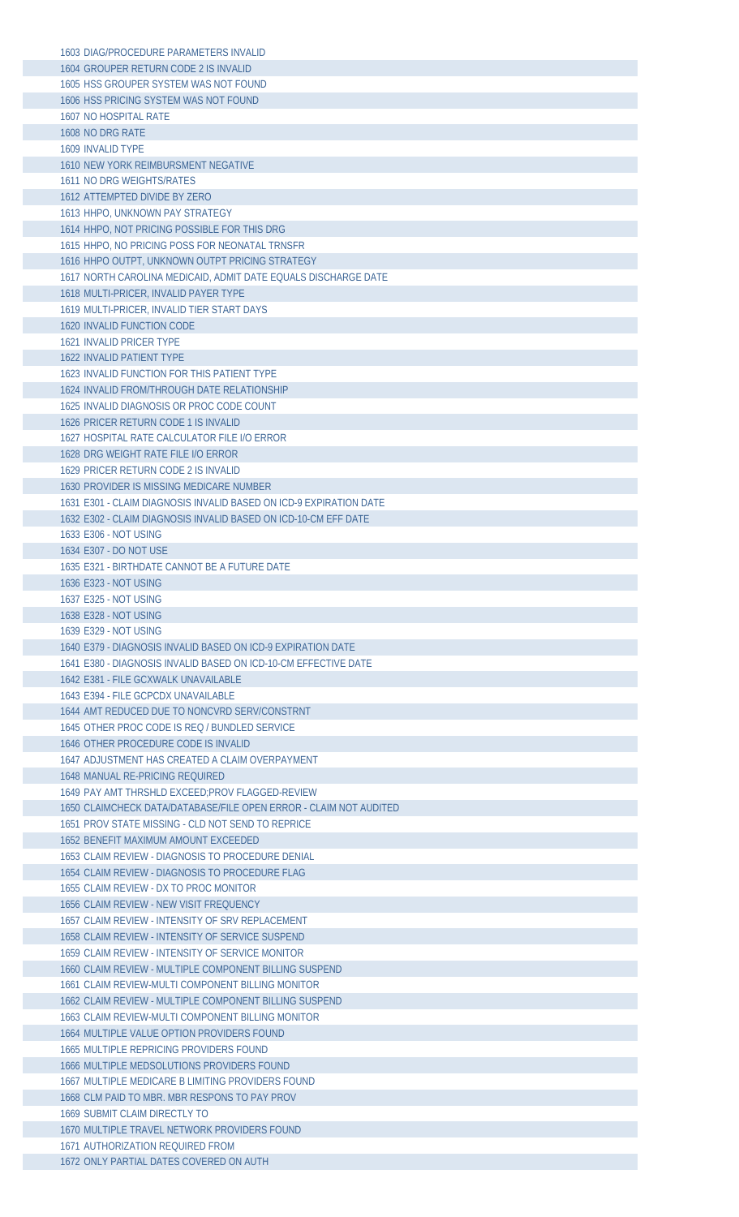1603 DIAG/PROCEDURE PARAMETERS INVALID
1604 GROUPER RETURN CODE 2 IS INVALID
1605 HSS GROUPER SYSTEM WAS NOT FOUND
1606 HSS PRICING SYSTEM WAS NOT FOUND
1607 NO HOSPITAL RATE
1608 NO DRG RATE
1609 INVALID TYPE
1610 NEW YORK REIMBURSMENT NEGATIVE
1611 NO DRG WEIGHTS/RATES
1612 ATTEMPTED DIVIDE BY ZERO
1613 HHPO, UNKNOWN PAY STRATEGY
1614 HHPO, NOT PRICING POSSIBLE FOR THIS DRG
1615 HHPO, NO PRICING POSS FOR NEONATAL TRNSFR
1616 HHPO OUTPT, UNKNOWN OUTPT PRICING STRATEGY
1617 NORTH CAROLINA MEDICAID, ADMIT DATE EQUALS DISCHARGE DATE
1618 MULTI-PRICER, INVALID PAYER TYPE
1619 MULTI-PRICER, INVALID TIER START DAYS
1620 INVALID FUNCTION CODE
1621 INVALID PRICER TYPE
1622 INVALID PATIENT TYPE
1623 INVALID FUNCTION FOR THIS PATIENT TYPE
1624 INVALID FROM/THROUGH DATE RELATIONSHIP
1625 INVALID DIAGNOSIS OR PROC CODE COUNT
1626 PRICER RETURN CODE 1 IS INVALID
1627 HOSPITAL RATE CALCULATOR FILE I/O ERROR
1628 DRG WEIGHT RATE FILE I/O ERROR
1629 PRICER RETURN CODE 2 IS INVALID
1630 PROVIDER IS MISSING MEDICARE NUMBER
1631 E301 - CLAIM DIAGNOSIS INVALID BASED ON ICD-9 EXPIRATION DATE
1632 E302 - CLAIM DIAGNOSIS INVALID BASED ON ICD-10-CM EFF DATE
1633 E306 - NOT USING
1634 E307 - DO NOT USE
1635 E321 - BIRTHDATE CANNOT BE A FUTURE DATE
1636 E323 - NOT USING
1637 E325 - NOT USING
1638 E328 - NOT USING
1639 E329 - NOT USING
1640 E379 - DIAGNOSIS INVALID BASED ON ICD-9 EXPIRATION DATE
1641 E380 - DIAGNOSIS INVALID BASED ON ICD-10-CM EFFECTIVE DATE
1642 E381 - FILE GCXWALK UNAVAILABLE
1643 E394 - FILE GCPCDX UNAVAILABLE
1644 AMT REDUCED DUE TO NONCVRD SERV/CONSTRNT
1645 OTHER PROC CODE IS REQ / BUNDLED SERVICE
1646 OTHER PROCEDURE CODE IS INVALID
1647 ADJUSTMENT HAS CREATED A CLAIM OVERPAYMENT
1648 MANUAL RE-PRICING REQUIRED
1649 PAY AMT THRSHLD EXCEED;PROV FLAGGED-REVIEW
1650 CLAIMCHECK DATA/DATABASE/FILE OPEN ERROR - CLAIM NOT AUDITED
1651 PROV STATE MISSING - CLD NOT SEND TO REPRICE
1652 BENEFIT MAXIMUM AMOUNT EXCEEDED
1653 CLAIM REVIEW - DIAGNOSIS TO PROCEDURE DENIAL
1654 CLAIM REVIEW - DIAGNOSIS TO PROCEDURE FLAG
1655 CLAIM REVIEW - DX TO PROC MONITOR
1656 CLAIM REVIEW - NEW VISIT FREQUENCY
1657 CLAIM REVIEW - INTENSITY OF SRV REPLACEMENT
1658 CLAIM REVIEW - INTENSITY OF SERVICE SUSPEND
1659 CLAIM REVIEW - INTENSITY OF SERVICE MONITOR
1660 CLAIM REVIEW - MULTIPLE COMPONENT BILLING SUSPEND
1661 CLAIM REVIEW-MULTI COMPONENT BILLING MONITOR
1662 CLAIM REVIEW - MULTIPLE COMPONENT BILLING SUSPEND
1663 CLAIM REVIEW-MULTI COMPONENT BILLING MONITOR
1664 MULTIPLE VALUE OPTION PROVIDERS FOUND
1665 MULTIPLE REPRICING PROVIDERS FOUND
1666 MULTIPLE MEDSOLUTIONS PROVIDERS FOUND
1667 MULTIPLE MEDICARE B LIMITING PROVIDERS FOUND
1668 CLM PAID TO MBR. MBR RESPONS TO PAY PROV
1669 SUBMIT CLAIM DIRECTLY TO
1670 MULTIPLE TRAVEL NETWORK PROVIDERS FOUND
1671 AUTHORIZATION REQUIRED FROM
1672 ONLY PARTIAL DATES COVERED ON AUTH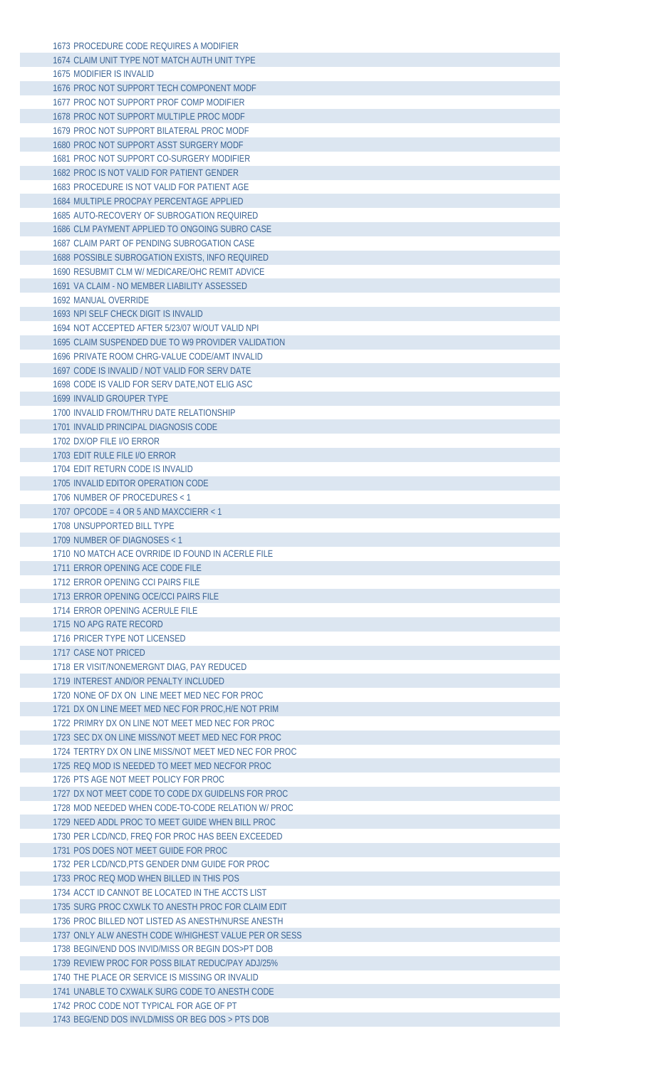1673 PROCEDURE CODE REQUIRES A MODIFIER
1674 CLAIM UNIT TYPE NOT MATCH AUTH UNIT TYPE
1675 MODIFIER IS INVALID
1676 PROC NOT SUPPORT TECH COMPONENT MODF
1677 PROC NOT SUPPORT PROF COMP MODIFIER
1678 PROC NOT SUPPORT MULTIPLE PROC MODF
1679 PROC NOT SUPPORT BILATERAL PROC MODF
1680 PROC NOT SUPPORT ASST SURGERY MODF
1681 PROC NOT SUPPORT CO-SURGERY MODIFIER
1682 PROC IS NOT VALID FOR PATIENT GENDER
1683 PROCEDURE IS NOT VALID FOR PATIENT AGE
1684 MULTIPLE PROCPAY PERCENTAGE APPLIED
1685 AUTO-RECOVERY OF SUBROGATION REQUIRED
1686 CLM PAYMENT APPLIED TO ONGOING SUBRO CASE
1687 CLAIM PART OF PENDING SUBROGATION CASE
1688 POSSIBLE SUBROGATION EXISTS, INFO REQUIRED
1690 RESUBMIT CLM W/ MEDICARE/OHC REMIT ADVICE
1691 VA CLAIM - NO MEMBER LIABILITY ASSESSED
1692 MANUAL OVERRIDE
1693 NPI SELF CHECK DIGIT IS INVALID
1694 NOT ACCEPTED AFTER 5/23/07 W/OUT VALID NPI
1695 CLAIM SUSPENDED DUE TO W9 PROVIDER VALIDATION
1696 PRIVATE ROOM CHRG-VALUE CODE/AMT INVALID
1697 CODE IS INVALID / NOT VALID FOR SERV DATE
1698 CODE IS VALID FOR SERV DATE,NOT ELIG ASC
1699 INVALID GROUPER TYPE
1700 INVALID FROM/THRU DATE RELATIONSHIP
1701 INVALID PRINCIPAL DIAGNOSIS CODE
1702 DX/OP FILE I/O ERROR
1703 EDIT RULE FILE I/O ERROR
1704 EDIT RETURN CODE IS INVALID
1705 INVALID EDITOR OPERATION CODE
1706 NUMBER OF PROCEDURES < 1
1707 OPCODE = 4 OR 5 AND MAXCCIERR < 1
1708 UNSUPPORTED BILL TYPE
1709 NUMBER OF DIAGNOSES < 1
1710 NO MATCH ACE OVRRIDE ID FOUND IN ACERLE FILE
1711 ERROR OPENING ACE CODE FILE
1712 ERROR OPENING CCI PAIRS FILE
1713 ERROR OPENING OCE/CCI PAIRS FILE
1714 ERROR OPENING ACERULE FILE
1715 NO APG RATE RECORD
1716 PRICER TYPE NOT LICENSED
1717 CASE NOT PRICED
1718 ER VISIT/NONEMERGNT DIAG, PAY REDUCED
1719 INTEREST AND/OR PENALTY INCLUDED
1720 NONE OF DX ON LINE MEET MED NEC FOR PROC
1721 DX ON LINE MEET MED NEC FOR PROC,H/E NOT PRIM
1722 PRIMRY DX ON LINE NOT MEET MED NEC FOR PROC
1723 SEC DX ON LINE MISS/NOT MEET MED NEC FOR PROC
1724 TERTRY DX ON LINE MISS/NOT MEET MED NEC FOR PROC
1725 REQ MOD IS NEEDED TO MEET MED NECFOR PROC
1726 PTS AGE NOT MEET POLICY FOR PROC
1727 DX NOT MEET CODE TO CODE DX GUIDELNS FOR PROC
1728 MOD NEEDED WHEN CODE-TO-CODE RELATION W/ PROC
1729 NEED ADDL PROC TO MEET GUIDE WHEN BILL PROC
1730 PER LCD/NCD, FREQ FOR PROC HAS BEEN EXCEEDED
1731 POS DOES NOT MEET GUIDE FOR PROC
1732 PER LCD/NCD,PTS GENDER DNM GUIDE FOR PROC
1733 PROC REQ MOD WHEN BILLED IN THIS POS
1734 ACCT ID CANNOT BE LOCATED IN THE ACCTS LIST
1735 SURG PROC CXWLK TO ANESTH PROC FOR CLAIM EDIT
1736 PROC BILLED NOT LISTED AS ANESTH/NURSE ANESTH
1737 ONLY ALW ANESTH CODE W/HIGHEST VALUE PER OR SESS
1738 BEGIN/END DOS INVID/MISS OR BEGIN DOS>PT DOB
1739 REVIEW PROC FOR POSS BILAT REDUC/PAY ADJ/25%
1740 THE PLACE OR SERVICE IS MISSING OR INVALID
1741 UNABLE TO CXWALK SURG CODE TO ANESTH CODE
1742 PROC CODE NOT TYPICAL FOR AGE OF PT
1743 BEG/END DOS INVLD/MISS OR BEG DOS > PTS DOB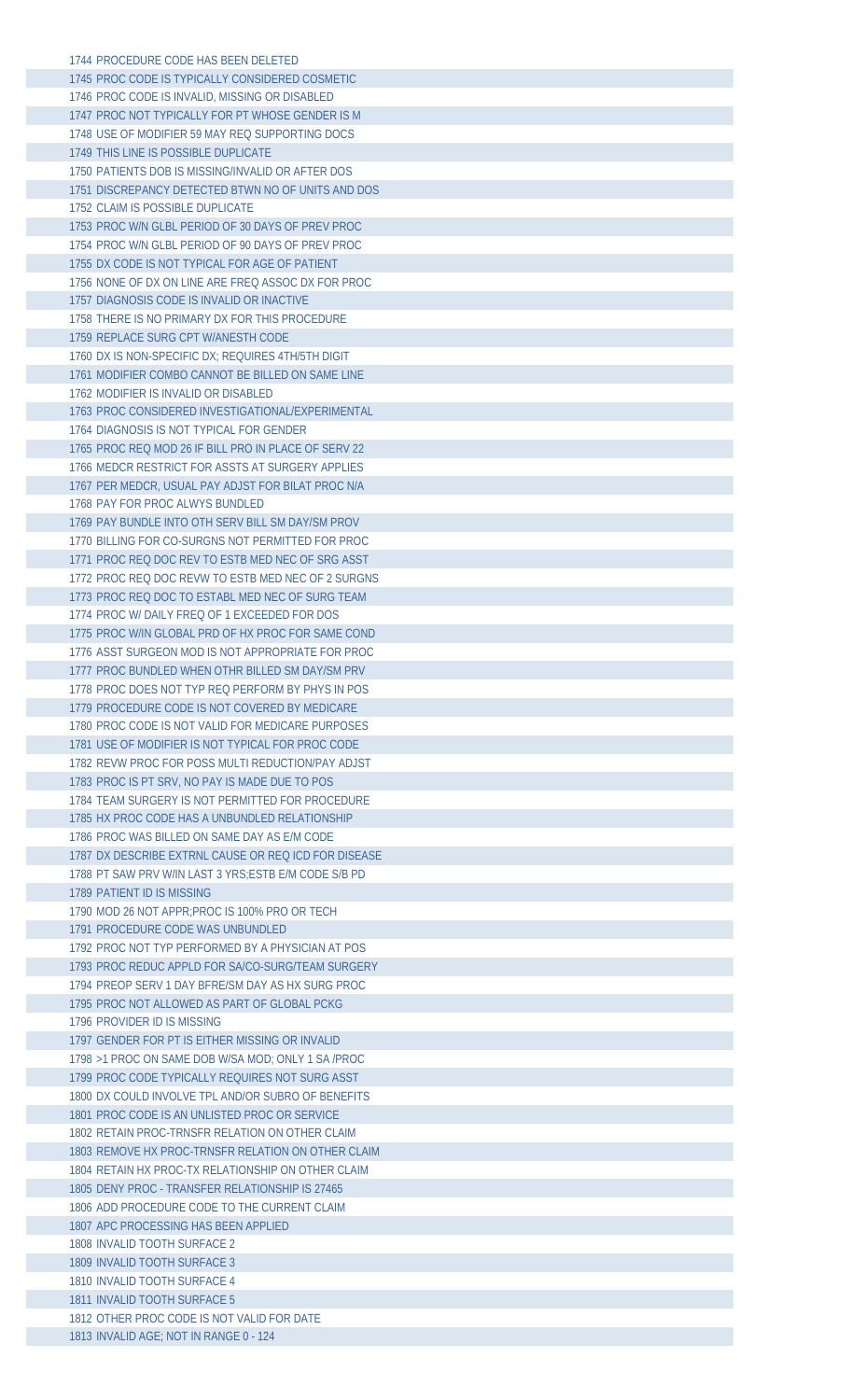1744 PROCEDURE CODE HAS BEEN DELETED
1745 PROC CODE IS TYPICALLY CONSIDERED COSMETIC
1746 PROC CODE IS INVALID, MISSING OR DISABLED
1747 PROC NOT TYPICALLY FOR PT WHOSE GENDER IS M
1748 USE OF MODIFIER 59 MAY REQ SUPPORTING DOCS
1749 THIS LINE IS POSSIBLE DUPLICATE
1750 PATIENTS DOB IS MISSING/INVALID OR AFTER DOS
1751 DISCREPANCY DETECTED BTWN NO OF UNITS AND DOS
1752 CLAIM IS POSSIBLE DUPLICATE
1753 PROC W/N GLBL PERIOD OF 30 DAYS OF PREV PROC
1754 PROC W/N GLBL PERIOD OF 90 DAYS OF PREV PROC
1755 DX CODE IS NOT TYPICAL FOR AGE OF PATIENT
1756 NONE OF DX ON LINE ARE FREQ ASSOC DX FOR PROC
1757 DIAGNOSIS CODE IS INVALID OR INACTIVE
1758 THERE IS NO PRIMARY DX FOR THIS PROCEDURE
1759 REPLACE SURG CPT W/ANESTH CODE
1760 DX IS NON-SPECIFIC DX; REQUIRES 4TH/5TH DIGIT
1761 MODIFIER COMBO CANNOT BE BILLED ON SAME LINE
1762 MODIFIER IS INVALID OR DISABLED
1763 PROC CONSIDERED INVESTIGATIONAL/EXPERIMENTAL
1764 DIAGNOSIS IS NOT TYPICAL FOR GENDER
1765 PROC REQ MOD 26 IF BILL PRO IN PLACE OF SERV 22
1766 MEDCR RESTRICT FOR ASSTS AT SURGERY APPLIES
1767 PER MEDCR, USUAL PAY ADJST FOR BILAT PROC N/A
1768 PAY FOR PROC ALWYS BUNDLED
1769 PAY BUNDLE INTO OTH SERV BILL SM DAY/SM PROV
1770 BILLING FOR CO-SURGNS NOT PERMITTED FOR PROC
1771 PROC REQ DOC REV TO ESTB MED NEC OF SRG ASST
1772 PROC REQ DOC REVW TO ESTB MED NEC OF 2 SURGNS
1773 PROC REQ DOC TO ESTABL MED NEC OF SURG TEAM
1774 PROC W/ DAILY FREQ OF 1 EXCEEDED FOR DOS
1775 PROC W/IN GLOBAL PRD OF HX PROC FOR SAME COND
1776 ASST SURGEON MOD IS NOT APPROPRIATE FOR PROC
1777 PROC BUNDLED WHEN OTHR BILLED SM DAY/SM PRV
1778 PROC DOES NOT TYP REQ PERFORM BY PHYS IN POS
1779 PROCEDURE CODE IS NOT COVERED BY MEDICARE
1780 PROC CODE IS NOT VALID FOR MEDICARE PURPOSES
1781 USE OF MODIFIER IS NOT TYPICAL FOR PROC CODE
1782 REVW PROC FOR POSS MULTI REDUCTION/PAY ADJST
1783 PROC IS PT SRV, NO PAY IS MADE DUE TO POS
1784 TEAM SURGERY IS NOT PERMITTED FOR PROCEDURE
1785 HX PROC CODE HAS A UNBUNDLED RELATIONSHIP
1786 PROC WAS BILLED ON SAME DAY AS E/M CODE
1787 DX DESCRIBE EXTRNL CAUSE OR REQ ICD FOR DISEASE
1788 PT SAW PRV W/IN LAST 3 YRS;ESTB E/M CODE S/B PD
1789 PATIENT ID IS MISSING
1790 MOD 26 NOT APPR;PROC IS 100% PRO OR TECH
1791 PROCEDURE CODE WAS UNBUNDLED
1792 PROC NOT TYP PERFORMED BY A PHYSICIAN AT POS
1793 PROC REDUC APPLD FOR SA/CO-SURG/TEAM SURGERY
1794 PREOP SERV 1 DAY BFRE/SM DAY AS HX SURG PROC
1795 PROC NOT ALLOWED AS PART OF GLOBAL PCKG
1796 PROVIDER ID IS MISSING
1797 GENDER FOR PT IS EITHER MISSING OR INVALID
1798 >1 PROC ON SAME DOB W/SA MOD; ONLY 1 SA /PROC
1799 PROC CODE TYPICALLY REQUIRES NOT SURG ASST
1800 DX COULD INVOLVE TPL AND/OR SUBRO OF BENEFITS
1801 PROC CODE IS AN UNLISTED PROC OR SERVICE
1802 RETAIN PROC-TRNSFR RELATION ON OTHER CLAIM
1803 REMOVE HX PROC-TRNSFR RELATION ON OTHER CLAIM
1804 RETAIN HX PROC-TX RELATIONSHIP ON OTHER CLAIM
1805 DENY PROC - TRANSFER RELATIONSHIP IS 27465
1806 ADD PROCEDURE CODE TO THE CURRENT CLAIM
1807 APC PROCESSING HAS BEEN APPLIED
1808 INVALID TOOTH SURFACE 2
1809 INVALID TOOTH SURFACE 3
1810 INVALID TOOTH SURFACE 4
1811 INVALID TOOTH SURFACE 5
1812 OTHER PROC CODE IS NOT VALID FOR DATE
1813 INVALID AGE; NOT IN RANGE 0 - 124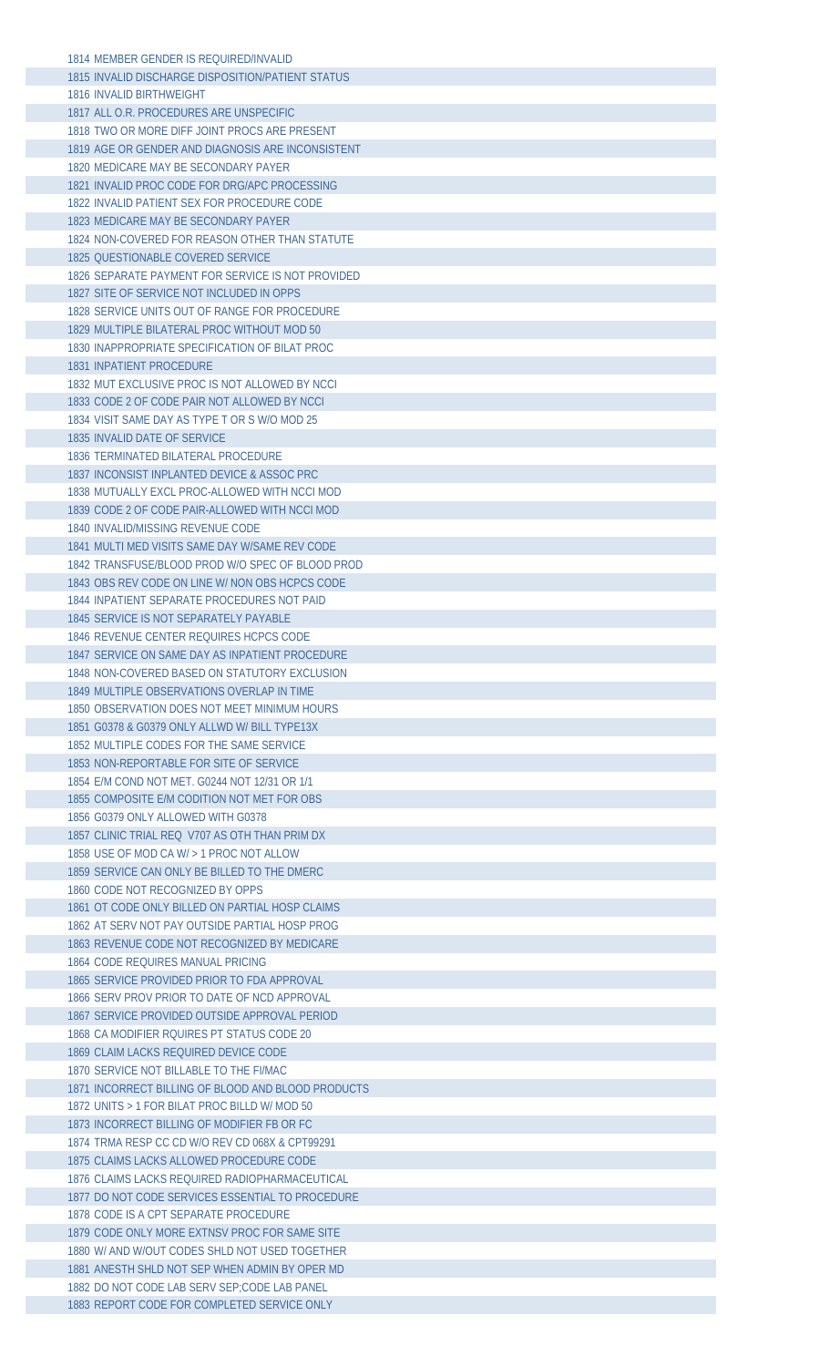1814 MEMBER GENDER IS REQUIRED/INVALID
1815 INVALID DISCHARGE DISPOSITION/PATIENT STATUS
1816 INVALID BIRTHWEIGHT
1817 ALL O.R. PROCEDURES ARE UNSPECIFIC
1818 TWO OR MORE DIFF JOINT PROCS ARE PRESENT
1819 AGE OR GENDER AND DIAGNOSIS ARE INCONSISTENT
1820 MEDICARE MAY BE SECONDARY PAYER
1821 INVALID PROC CODE FOR DRG/APC PROCESSING
1822 INVALID PATIENT SEX FOR PROCEDURE CODE
1823 MEDICARE MAY BE SECONDARY PAYER
1824 NON-COVERED FOR REASON OTHER THAN STATUTE
1825 QUESTIONABLE COVERED SERVICE
1826 SEPARATE PAYMENT FOR SERVICE IS NOT PROVIDED
1827 SITE OF SERVICE NOT INCLUDED IN OPPS
1828 SERVICE UNITS OUT OF RANGE FOR PROCEDURE
1829 MULTIPLE BILATERAL PROC WITHOUT MOD 50
1830 INAPPROPRIATE SPECIFICATION OF BILAT PROC
1831 INPATIENT PROCEDURE
1832 MUT EXCLUSIVE PROC IS NOT ALLOWED BY NCCI
1833 CODE 2 OF CODE PAIR NOT ALLOWED BY NCCI
1834 VISIT SAME DAY AS TYPE T OR S W/O MOD 25
1835 INVALID DATE OF SERVICE
1836 TERMINATED BILATERAL PROCEDURE
1837 INCONSIST INPLANTED DEVICE & ASSOC PRC
1838 MUTUALLY EXCL PROC-ALLOWED WITH NCCI MOD
1839 CODE 2 OF CODE PAIR-ALLOWED WITH NCCI MOD
1840 INVALID/MISSING REVENUE CODE
1841 MULTI MED VISITS SAME DAY W/SAME REV CODE
1842 TRANSFUSE/BLOOD PROD W/O SPEC OF BLOOD PROD
1843 OBS REV CODE ON LINE W/ NON OBS HCPCS CODE
1844 INPATIENT SEPARATE PROCEDURES NOT PAID
1845 SERVICE IS NOT SEPARATELY PAYABLE
1846 REVENUE CENTER REQUIRES HCPCS CODE
1847 SERVICE ON SAME DAY AS INPATIENT PROCEDURE
1848 NON-COVERED BASED ON STATUTORY EXCLUSION
1849 MULTIPLE OBSERVATIONS OVERLAP IN TIME
1850 OBSERVATION DOES NOT MEET MINIMUM HOURS
1851 G0378 & G0379 ONLY ALLWD W/ BILL TYPE13X
1852 MULTIPLE CODES FOR THE SAME SERVICE
1853 NON-REPORTABLE FOR SITE OF SERVICE
1854 E/M COND NOT MET. G0244 NOT 12/31 OR 1/1
1855 COMPOSITE E/M CODITION NOT MET FOR OBS
1856 G0379 ONLY ALLOWED WITH G0378
1857 CLINIC TRIAL REQ V707 AS OTH THAN PRIM DX
1858 USE OF MOD CA W/ > 1 PROC NOT ALLOW
1859 SERVICE CAN ONLY BE BILLED TO THE DMERC
1860 CODE NOT RECOGNIZED BY OPPS
1861 OT CODE ONLY BILLED ON PARTIAL HOSP CLAIMS
1862 AT SERV NOT PAY OUTSIDE PARTIAL HOSP PROG
1863 REVENUE CODE NOT RECOGNIZED BY MEDICARE
1864 CODE REQUIRES MANUAL PRICING
1865 SERVICE PROVIDED PRIOR TO FDA APPROVAL
1866 SERV PROV PRIOR TO DATE OF NCD APPROVAL
1867 SERVICE PROVIDED OUTSIDE APPROVAL PERIOD
1868 CA MODIFIER RQUIRES PT STATUS CODE 20
1869 CLAIM LACKS REQUIRED DEVICE CODE
1870 SERVICE NOT BILLABLE TO THE FI/MAC
1871 INCORRECT BILLING OF BLOOD AND BLOOD PRODUCTS
1872 UNITS > 1 FOR BILAT PROC BILLD W/ MOD 50
1873 INCORRECT BILLING OF MODIFIER FB OR FC
1874 TRMA RESP CC CD W/O REV CD 068X & CPT99291
1875 CLAIMS LACKS ALLOWED PROCEDURE CODE
1876 CLAIMS LACKS REQUIRED RADIOPHARMACEUTICAL
1877 DO NOT CODE SERVICES ESSENTIAL TO PROCEDURE
1878 CODE IS A CPT SEPARATE PROCEDURE
1879 CODE ONLY MORE EXTNSV PROC FOR SAME SITE
1880 W/ AND W/OUT CODES SHLD NOT USED TOGETHER
1881 ANESTH SHLD NOT SEP WHEN ADMIN BY OPER MD
1882 DO NOT CODE LAB SERV SEP;CODE LAB PANEL
1883 REPORT CODE FOR COMPLETED SERVICE ONLY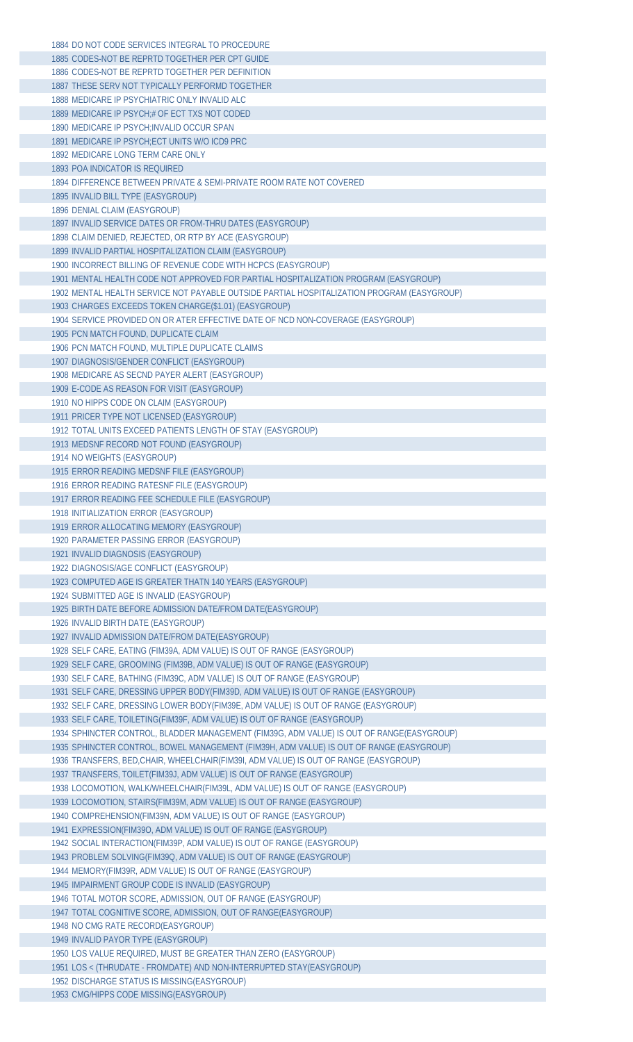1884 DO NOT CODE SERVICES INTEGRAL TO PROCEDURE
1885 CODES-NOT BE REPRTD TOGETHER PER CPT GUIDE
1886 CODES-NOT BE REPRTD TOGETHER PER DEFINITION
1887 THESE SERV NOT TYPICALLY PERFORMD TOGETHER
1888 MEDICARE IP PSYCHIATRIC ONLY INVALID ALC
1889 MEDICARE IP PSYCH;# OF ECT TXS NOT CODED
1890 MEDICARE IP PSYCH;INVALID OCCUR SPAN
1891 MEDICARE IP PSYCH;ECT UNITS W/O ICD9 PRC
1892 MEDICARE LONG TERM CARE ONLY
1893 POA INDICATOR IS REQUIRED
1894 DIFFERENCE BETWEEN PRIVATE & SEMI-PRIVATE ROOM RATE NOT COVERED
1895 INVALID BILL TYPE (EASYGROUP)
1896 DENIAL CLAIM (EASYGROUP)
1897 INVALID SERVICE DATES OR FROM-THRU DATES (EASYGROUP)
1898 CLAIM DENIED, REJECTED, OR RTP BY ACE (EASYGROUP)
1899 INVALID PARTIAL HOSPITALIZATION CLAIM (EASYGROUP)
1900 INCORRECT BILLING OF REVENUE CODE WITH HCPCS (EASYGROUP)
1901 MENTAL HEALTH CODE NOT APPROVED FOR PARTIAL HOSPITALIZATION PROGRAM (EASYGROUP)
1902 MENTAL HEALTH SERVICE NOT PAYABLE OUTSIDE PARTIAL HOSPITALIZATION PROGRAM (EASYGROUP)
1903 CHARGES EXCEEDS TOKEN CHARGE($1.01) (EASYGROUP)
1904 SERVICE PROVIDED ON OR ATER EFFECTIVE DATE OF NCD NON-COVERAGE (EASYGROUP)
1905 PCN MATCH FOUND, DUPLICATE CLAIM
1906 PCN MATCH FOUND, MULTIPLE DUPLICATE CLAIMS
1907 DIAGNOSIS/GENDER CONFLICT (EASYGROUP)
1908 MEDICARE AS SECND PAYER ALERT (EASYGROUP)
1909 E-CODE AS REASON FOR VISIT (EASYGROUP)
1910 NO HIPPS CODE ON CLAIM (EASYGROUP)
1911 PRICER TYPE NOT LICENSED (EASYGROUP)
1912 TOTAL UNITS EXCEED PATIENTS LENGTH OF STAY (EASYGROUP)
1913 MEDSNF RECORD NOT FOUND (EASYGROUP)
1914 NO WEIGHTS (EASYGROUP)
1915 ERROR READING MEDSNF FILE (EASYGROUP)
1916 ERROR READING RATESNF FILE (EASYGROUP)
1917 ERROR READING FEE SCHEDULE FILE (EASYGROUP)
1918 INITIALIZATION ERROR (EASYGROUP)
1919 ERROR ALLOCATING MEMORY (EASYGROUP)
1920 PARAMETER PASSING ERROR (EASYGROUP)
1921 INVALID DIAGNOSIS (EASYGROUP)
1922 DIAGNOSIS/AGE CONFLICT (EASYGROUP)
1923 COMPUTED AGE IS GREATER THATN 140 YEARS (EASYGROUP)
1924 SUBMITTED AGE IS INVALID (EASYGROUP)
1925 BIRTH DATE BEFORE ADMISSION DATE/FROM DATE(EASYGROUP)
1926 INVALID BIRTH DATE (EASYGROUP)
1927 INVALID ADMISSION DATE/FROM DATE(EASYGROUP)
1928 SELF CARE, EATING (FIM39A, ADM VALUE) IS OUT OF RANGE (EASYGROUP)
1929 SELF CARE, GROOMING (FIM39B, ADM VALUE) IS OUT OF RANGE (EASYGROUP)
1930 SELF CARE, BATHING (FIM39C, ADM VALUE) IS OUT OF RANGE (EASYGROUP)
1931 SELF CARE, DRESSING UPPER BODY(FIM39D, ADM VALUE) IS OUT OF RANGE (EASYGROUP)
1932 SELF CARE, DRESSING LOWER BODY(FIM39E, ADM VALUE) IS OUT OF RANGE (EASYGROUP)
1933 SELF CARE, TOILETING(FIM39F, ADM VALUE) IS OUT OF RANGE (EASYGROUP)
1934 SPHINCTER CONTROL, BLADDER MANAGEMENT (FIM39G, ADM VALUE) IS OUT OF RANGE(EASYGROUP)
1935 SPHINCTER CONTROL, BOWEL MANAGEMENT (FIM39H, ADM VALUE) IS OUT OF RANGE (EASYGROUP)
1936 TRANSFERS, BED,CHAIR, WHEELCHAIR(FIM39I, ADM VALUE) IS OUT OF RANGE (EASYGROUP)
1937 TRANSFERS, TOILET(FIM39J, ADM VALUE) IS OUT OF RANGE (EASYGROUP)
1938 LOCOMOTION, WALK/WHEELCHAIR(FIM39L, ADM VALUE) IS OUT OF RANGE (EASYGROUP)
1939 LOCOMOTION, STAIRS(FIM39M, ADM VALUE) IS OUT OF RANGE (EASYGROUP)
1940 COMPREHENSION(FIM39N, ADM VALUE) IS OUT OF RANGE (EASYGROUP)
1941 EXPRESSION(FIM39O, ADM VALUE) IS OUT OF RANGE (EASYGROUP)
1942 SOCIAL INTERACTION(FIM39P, ADM VALUE) IS OUT OF RANGE (EASYGROUP)
1943 PROBLEM SOLVING(FIM39Q, ADM VALUE) IS OUT OF RANGE (EASYGROUP)
1944 MEMORY(FIM39R, ADM VALUE) IS OUT OF RANGE (EASYGROUP)
1945 IMPAIRMENT GROUP CODE IS INVALID (EASYGROUP)
1946 TOTAL MOTOR SCORE, ADMISSION, OUT OF RANGE (EASYGROUP)
1947 TOTAL COGNITIVE SCORE, ADMISSION, OUT OF RANGE(EASYGROUP)
1948 NO CMG RATE RECORD(EASYGROUP)
1949 INVALID PAYOR TYPE (EASYGROUP)
1950 LOS VALUE REQUIRED, MUST BE GREATER THAN ZERO (EASYGROUP)
1951 LOS < (THRUDATE - FROMDATE) AND NON-INTERRUPTED STAY(EASYGROUP)
1952 DISCHARGE STATUS IS MISSING(EASYGROUP)
1953 CMG/HIPPS CODE MISSING(EASYGROUP)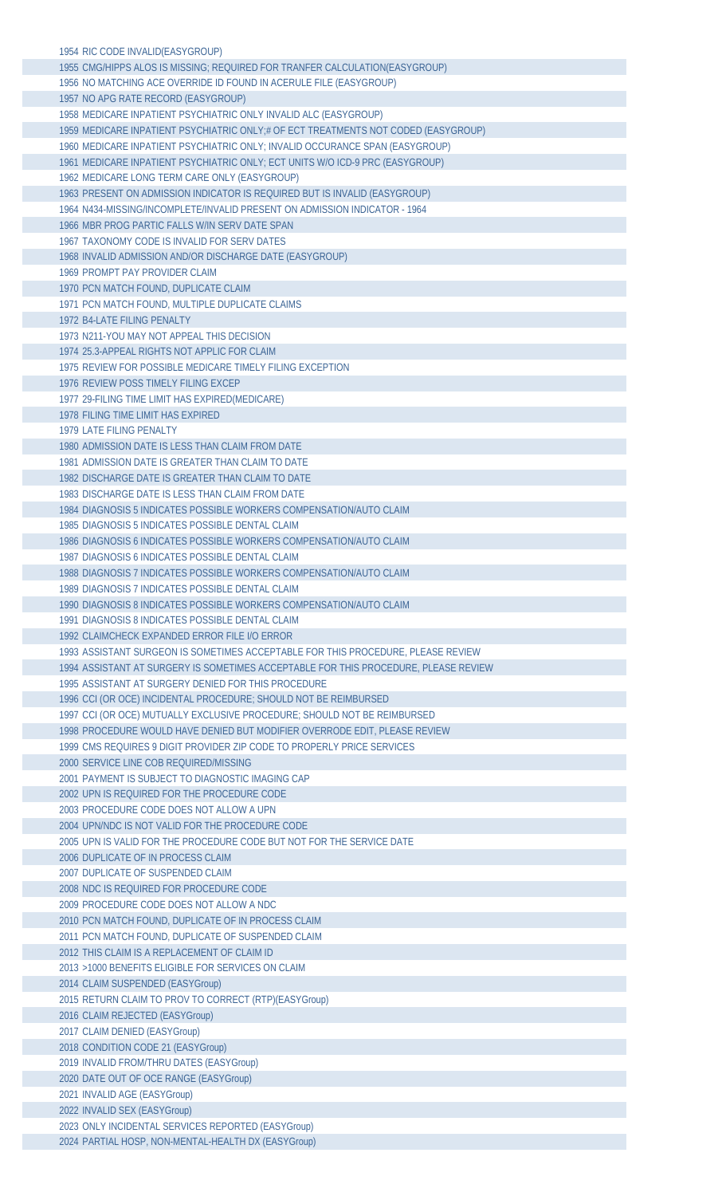1954 RIC CODE INVALID(EASYGROUP)
1955 CMG/HIPPS ALOS IS MISSING; REQUIRED FOR TRANFER CALCULATION(EASYGROUP)
1956 NO MATCHING ACE OVERRIDE ID FOUND IN ACERULE FILE (EASYGROUP)
1957 NO APG RATE RECORD (EASYGROUP)
1958 MEDICARE INPATIENT PSYCHIATRIC ONLY INVALID ALC (EASYGROUP)
1959 MEDICARE INPATIENT PSYCHIATRIC ONLY;# OF ECT TREATMENTS NOT CODED (EASYGROUP)
1960 MEDICARE INPATIENT PSYCHIATRIC ONLY; INVALID OCCURANCE SPAN (EASYGROUP)
1961 MEDICARE INPATIENT PSYCHIATRIC ONLY; ECT UNITS W/O ICD-9 PRC (EASYGROUP)
1962 MEDICARE LONG TERM CARE ONLY (EASYGROUP)
1963 PRESENT ON ADMISSION INDICATOR IS REQUIRED BUT IS INVALID (EASYGROUP)
1964 N434-MISSING/INCOMPLETE/INVALID PRESENT ON ADMISSION INDICATOR - 1964
1966 MBR PROG PARTIC FALLS W/IN SERV DATE SPAN
1967 TAXONOMY CODE IS INVALID FOR SERV DATES
1968 INVALID ADMISSION AND/OR DISCHARGE DATE (EASYGROUP)
1969 PROMPT PAY PROVIDER CLAIM
1970 PCN MATCH FOUND, DUPLICATE CLAIM
1971 PCN MATCH FOUND, MULTIPLE DUPLICATE CLAIMS
1972 B4-LATE FILING PENALTY
1973 N211-YOU MAY NOT APPEAL THIS DECISION
1974 25.3-APPEAL RIGHTS NOT APPLIC FOR CLAIM
1975 REVIEW FOR POSSIBLE MEDICARE TIMELY FILING EXCEPTION
1976 REVIEW POSS TIMELY FILING EXCEP
1977 29-FILING TIME LIMIT HAS EXPIRED(MEDICARE)
1978 FILING TIME LIMIT HAS EXPIRED
1979 LATE FILING PENALTY
1980 ADMISSION DATE IS LESS THAN CLAIM FROM DATE
1981 ADMISSION DATE IS GREATER THAN CLAIM TO DATE
1982 DISCHARGE DATE IS GREATER THAN CLAIM TO DATE
1983 DISCHARGE DATE IS LESS THAN CLAIM FROM DATE
1984 DIAGNOSIS 5 INDICATES POSSIBLE WORKERS COMPENSATION/AUTO CLAIM
1985 DIAGNOSIS 5 INDICATES POSSIBLE DENTAL CLAIM
1986 DIAGNOSIS 6 INDICATES POSSIBLE WORKERS COMPENSATION/AUTO CLAIM
1987 DIAGNOSIS 6 INDICATES POSSIBLE DENTAL CLAIM
1988 DIAGNOSIS 7 INDICATES POSSIBLE WORKERS COMPENSATION/AUTO CLAIM
1989 DIAGNOSIS 7 INDICATES POSSIBLE DENTAL CLAIM
1990 DIAGNOSIS 8 INDICATES POSSIBLE WORKERS COMPENSATION/AUTO CLAIM
1991 DIAGNOSIS 8 INDICATES POSSIBLE DENTAL CLAIM
1992 CLAIMCHECK EXPANDED ERROR FILE I/O ERROR
1993 ASSISTANT SURGEON IS SOMETIMES ACCEPTABLE FOR THIS PROCEDURE, PLEASE REVIEW
1994 ASSISTANT AT SURGERY IS SOMETIMES ACCEPTABLE FOR THIS PROCEDURE, PLEASE REVIEW
1995 ASSISTANT AT SURGERY DENIED FOR THIS PROCEDURE
1996 CCI (OR OCE) INCIDENTAL PROCEDURE; SHOULD NOT BE REIMBURSED
1997 CCI (OR OCE) MUTUALLY EXCLUSIVE PROCEDURE; SHOULD NOT BE REIMBURSED
1998 PROCEDURE WOULD HAVE DENIED BUT MODIFIER OVERRODE EDIT, PLEASE REVIEW
1999 CMS REQUIRES 9 DIGIT PROVIDER ZIP CODE TO PROPERLY PRICE SERVICES
2000 SERVICE LINE COB REQUIRED/MISSING
2001 PAYMENT IS SUBJECT TO DIAGNOSTIC IMAGING CAP
2002 UPN IS REQUIRED FOR THE PROCEDURE CODE
2003 PROCEDURE CODE DOES NOT ALLOW A UPN
2004 UPN/NDC IS NOT VALID FOR THE PROCEDURE CODE
2005 UPN IS VALID FOR THE PROCEDURE CODE BUT NOT FOR THE SERVICE DATE
2006 DUPLICATE OF IN PROCESS CLAIM
2007 DUPLICATE OF SUSPENDED CLAIM
2008 NDC IS REQUIRED FOR PROCEDURE CODE
2009 PROCEDURE CODE DOES NOT ALLOW A NDC
2010 PCN MATCH FOUND, DUPLICATE OF IN PROCESS CLAIM
2011 PCN MATCH FOUND, DUPLICATE OF SUSPENDED CLAIM
2012 THIS CLAIM IS A REPLACEMENT OF CLAIM ID
2013 >1000 BENEFITS ELIGIBLE FOR SERVICES ON CLAIM
2014 CLAIM SUSPENDED (EASYGroup)
2015 RETURN CLAIM TO PROV TO CORRECT (RTP)(EASYGroup)
2016 CLAIM REJECTED (EASYGroup)
2017 CLAIM DENIED (EASYGroup)
2018 CONDITION CODE 21 (EASYGroup)
2019 INVALID FROM/THRU DATES (EASYGroup)
2020 DATE OUT OF OCE RANGE (EASYGroup)
2021 INVALID AGE (EASYGroup)
2022 INVALID SEX (EASYGroup)
2023 ONLY INCIDENTAL SERVICES REPORTED (EASYGroup)
2024 PARTIAL HOSP, NON-MENTAL-HEALTH DX (EASYGroup)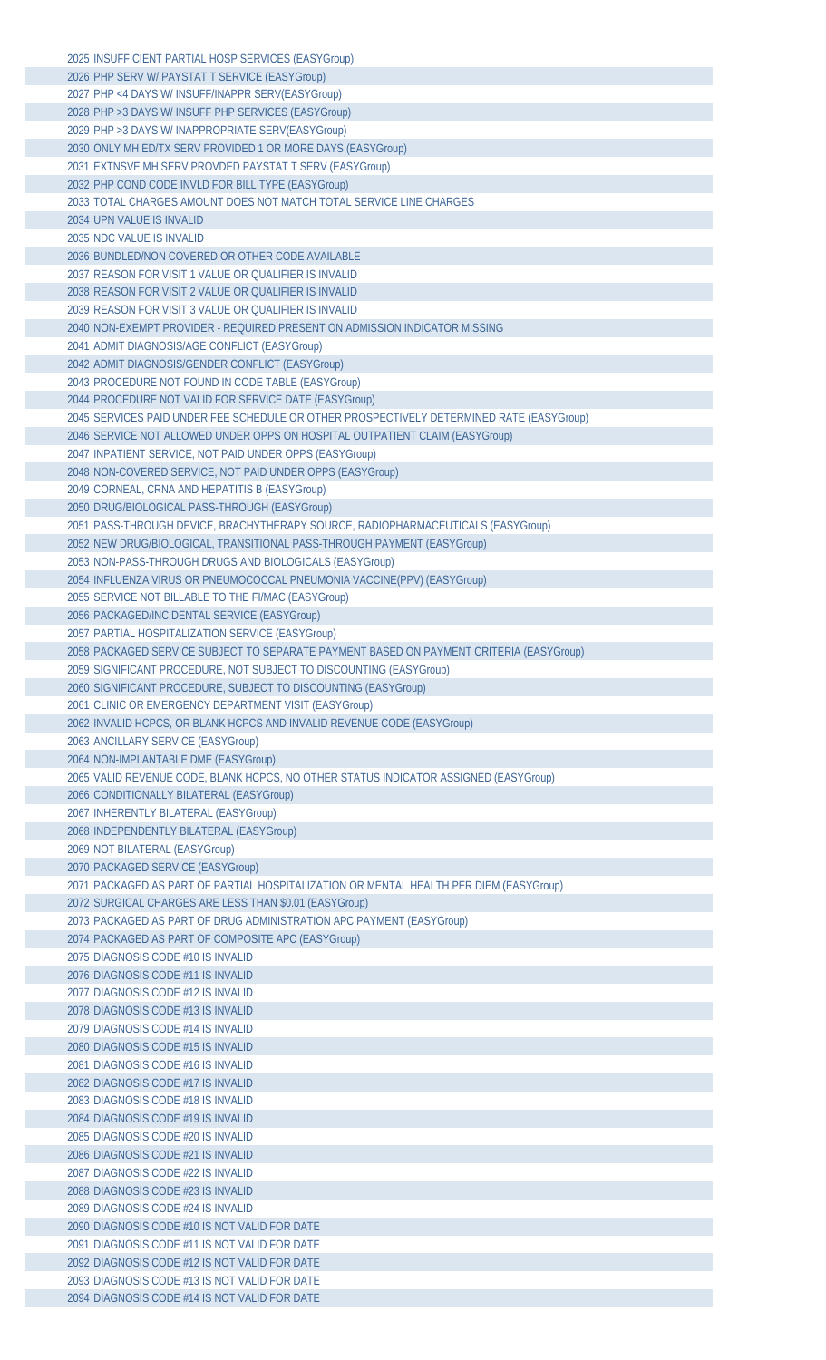2025 INSUFFICIENT PARTIAL HOSP SERVICES (EASYGroup)
2026 PHP SERV W/ PAYSTAT T SERVICE (EASYGroup)
2027 PHP <4 DAYS W/ INSUFF/INAPPR SERV(EASYGroup)
2028 PHP >3 DAYS W/ INSUFF PHP SERVICES (EASYGroup)
2029 PHP >3 DAYS W/ INAPPROPRIATE SERV(EASYGroup)
2030 ONLY MH ED/TX SERV PROVIDED 1 OR MORE DAYS (EASYGroup)
2031 EXTNSVE MH SERV PROVDED PAYSTAT T SERV (EASYGroup)
2032 PHP COND CODE INVLD FOR BILL TYPE (EASYGroup)
2033 TOTAL CHARGES AMOUNT DOES NOT MATCH TOTAL SERVICE LINE CHARGES
2034 UPN VALUE IS INVALID
2035 NDC VALUE IS INVALID
2036 BUNDLED/NON COVERED OR OTHER CODE AVAILABLE
2037 REASON FOR VISIT 1 VALUE OR QUALIFIER IS INVALID
2038 REASON FOR VISIT 2 VALUE OR QUALIFIER IS INVALID
2039 REASON FOR VISIT 3 VALUE OR QUALIFIER IS INVALID
2040 NON-EXEMPT PROVIDER - REQUIRED PRESENT ON ADMISSION INDICATOR MISSING
2041 ADMIT DIAGNOSIS/AGE CONFLICT (EASYGroup)
2042 ADMIT DIAGNOSIS/GENDER CONFLICT (EASYGroup)
2043 PROCEDURE NOT FOUND IN CODE TABLE (EASYGroup)
2044 PROCEDURE NOT VALID FOR SERVICE DATE (EASYGroup)
2045 SERVICES PAID UNDER FEE SCHEDULE OR OTHER PROSPECTIVELY DETERMINED RATE (EASYGroup)
2046 SERVICE NOT ALLOWED UNDER OPPS ON HOSPITAL OUTPATIENT CLAIM (EASYGroup)
2047 INPATIENT SERVICE, NOT PAID UNDER OPPS (EASYGroup)
2048 NON-COVERED SERVICE, NOT PAID UNDER OPPS (EASYGroup)
2049 CORNEAL, CRNA AND HEPATITIS B (EASYGroup)
2050 DRUG/BIOLOGICAL PASS-THROUGH (EASYGroup)
2051 PASS-THROUGH DEVICE, BRACHYTHERAPY SOURCE, RADIOPHARMACEUTICALS (EASYGroup)
2052 NEW DRUG/BIOLOGICAL, TRANSITIONAL PASS-THROUGH PAYMENT (EASYGroup)
2053 NON-PASS-THROUGH DRUGS AND BIOLOGICALS (EASYGroup)
2054 INFLUENZA VIRUS OR PNEUMOCOCCAL PNEUMONIA VACCINE(PPV) (EASYGroup)
2055 SERVICE NOT BILLABLE TO THE FI/MAC (EASYGroup)
2056 PACKAGED/INCIDENTAL SERVICE (EASYGroup)
2057 PARTIAL HOSPITALIZATION SERVICE (EASYGroup)
2058 PACKAGED SERVICE SUBJECT TO SEPARATE PAYMENT BASED ON PAYMENT CRITERIA (EASYGroup)
2059 SIGNIFICANT PROCEDURE, NOT SUBJECT TO DISCOUNTING (EASYGroup)
2060 SIGNIFICANT PROCEDURE, SUBJECT TO DISCOUNTING (EASYGroup)
2061 CLINIC OR EMERGENCY DEPARTMENT VISIT (EASYGroup)
2062 INVALID HCPCS, OR BLANK HCPCS AND INVALID REVENUE CODE (EASYGroup)
2063 ANCILLARY SERVICE (EASYGroup)
2064 NON-IMPLANTABLE DME (EASYGroup)
2065 VALID REVENUE CODE, BLANK HCPCS, NO OTHER STATUS INDICATOR ASSIGNED (EASYGroup)
2066 CONDITIONALLY BILATERAL (EASYGroup)
2067 INHERENTLY BILATERAL (EASYGroup)
2068 INDEPENDENTLY BILATERAL (EASYGroup)
2069 NOT BILATERAL (EASYGroup)
2070 PACKAGED SERVICE (EASYGroup)
2071 PACKAGED AS PART OF PARTIAL HOSPITALIZATION OR MENTAL HEALTH PER DIEM (EASYGroup)
2072 SURGICAL CHARGES ARE LESS THAN $0.01 (EASYGroup)
2073 PACKAGED AS PART OF DRUG ADMINISTRATION APC PAYMENT (EASYGroup)
2074 PACKAGED AS PART OF COMPOSITE APC (EASYGroup)
2075 DIAGNOSIS CODE #10 IS INVALID
2076 DIAGNOSIS CODE #11 IS INVALID
2077 DIAGNOSIS CODE #12 IS INVALID
2078 DIAGNOSIS CODE #13 IS INVALID
2079 DIAGNOSIS CODE #14 IS INVALID
2080 DIAGNOSIS CODE #15 IS INVALID
2081 DIAGNOSIS CODE #16 IS INVALID
2082 DIAGNOSIS CODE #17 IS INVALID
2083 DIAGNOSIS CODE #18 IS INVALID
2084 DIAGNOSIS CODE #19 IS INVALID
2085 DIAGNOSIS CODE #20 IS INVALID
2086 DIAGNOSIS CODE #21 IS INVALID
2087 DIAGNOSIS CODE #22 IS INVALID
2088 DIAGNOSIS CODE #23 IS INVALID
2089 DIAGNOSIS CODE #24 IS INVALID
2090 DIAGNOSIS CODE #10 IS NOT VALID FOR DATE
2091 DIAGNOSIS CODE #11 IS NOT VALID FOR DATE
2092 DIAGNOSIS CODE #12 IS NOT VALID FOR DATE
2093 DIAGNOSIS CODE #13 IS NOT VALID FOR DATE
2094 DIAGNOSIS CODE #14 IS NOT VALID FOR DATE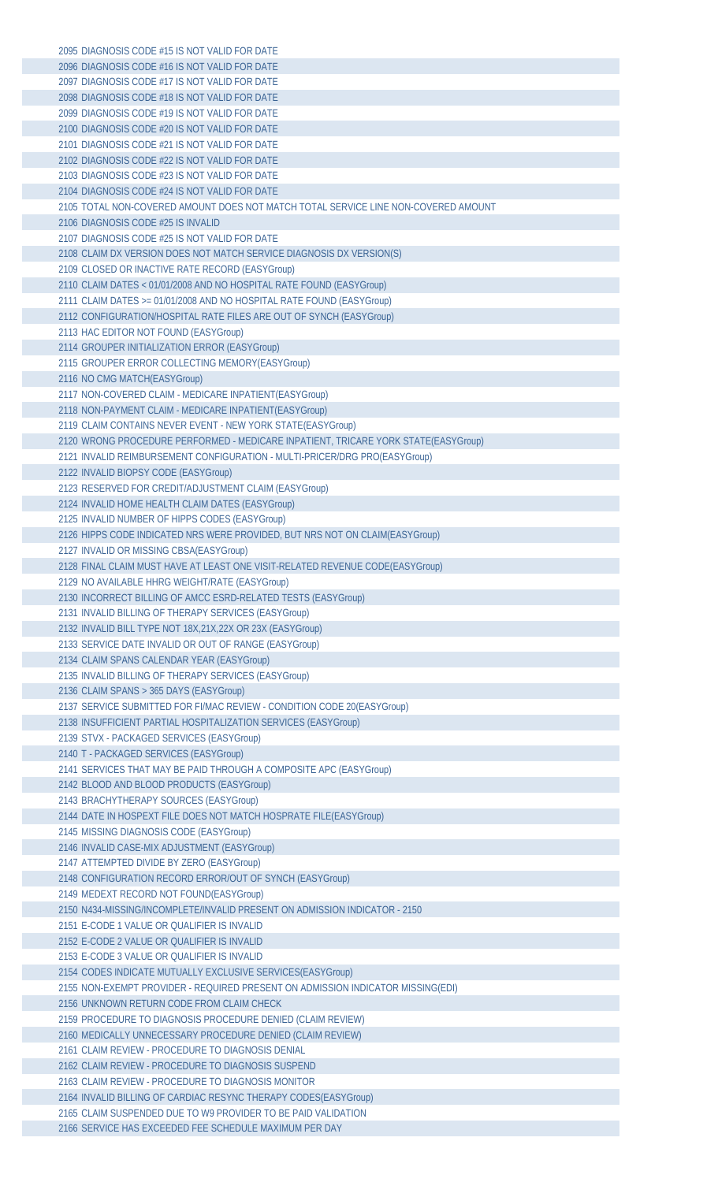2095 DIAGNOSIS CODE #15 IS NOT VALID FOR DATE
2096 DIAGNOSIS CODE #16 IS NOT VALID FOR DATE
2097 DIAGNOSIS CODE #17 IS NOT VALID FOR DATE
2098 DIAGNOSIS CODE #18 IS NOT VALID FOR DATE
2099 DIAGNOSIS CODE #19 IS NOT VALID FOR DATE
2100 DIAGNOSIS CODE #20 IS NOT VALID FOR DATE
2101 DIAGNOSIS CODE #21 IS NOT VALID FOR DATE
2102 DIAGNOSIS CODE #22 IS NOT VALID FOR DATE
2103 DIAGNOSIS CODE #23 IS NOT VALID FOR DATE
2104 DIAGNOSIS CODE #24 IS NOT VALID FOR DATE
2105 TOTAL NON-COVERED AMOUNT DOES NOT MATCH TOTAL SERVICE LINE NON-COVERED AMOUNT
2106 DIAGNOSIS CODE #25 IS INVALID
2107 DIAGNOSIS CODE #25 IS NOT VALID FOR DATE
2108 CLAIM DX VERSION DOES NOT MATCH SERVICE DIAGNOSIS DX VERSION(S)
2109 CLOSED OR INACTIVE RATE RECORD (EASYGroup)
2110 CLAIM DATES < 01/01/2008 AND NO HOSPITAL RATE FOUND (EASYGroup)
2111 CLAIM DATES >= 01/01/2008 AND NO HOSPITAL RATE FOUND (EASYGroup)
2112 CONFIGURATION/HOSPITAL RATE FILES ARE OUT OF SYNCH (EASYGroup)
2113 HAC EDITOR NOT FOUND (EASYGroup)
2114 GROUPER INITIALIZATION ERROR (EASYGroup)
2115 GROUPER ERROR COLLECTING MEMORY(EASYGroup)
2116 NO CMG MATCH(EASYGroup)
2117 NON-COVERED CLAIM - MEDICARE INPATIENT(EASYGroup)
2118 NON-PAYMENT CLAIM - MEDICARE INPATIENT(EASYGroup)
2119 CLAIM CONTAINS NEVER EVENT - NEW YORK STATE(EASYGroup)
2120 WRONG PROCEDURE PERFORMED - MEDICARE INPATIENT, TRICARE YORK STATE(EASYGroup)
2121 INVALID REIMBURSEMENT CONFIGURATION - MULTI-PRICER/DRG PRO(EASYGroup)
2122 INVALID BIOPSY CODE (EASYGroup)
2123 RESERVED FOR CREDIT/ADJUSTMENT CLAIM (EASYGroup)
2124 INVALID HOME HEALTH CLAIM DATES (EASYGroup)
2125 INVALID NUMBER OF HIPPS CODES (EASYGroup)
2126 HIPPS CODE INDICATED NRS WERE PROVIDED, BUT NRS NOT ON CLAIM(EASYGroup)
2127 INVALID OR MISSING CBSA(EASYGroup)
2128 FINAL CLAIM MUST HAVE AT LEAST ONE VISIT-RELATED REVENUE CODE(EASYGroup)
2129 NO AVAILABLE HHRG WEIGHT/RATE (EASYGroup)
2130 INCORRECT BILLING OF AMCC ESRD-RELATED TESTS (EASYGroup)
2131 INVALID BILLING OF THERAPY SERVICES (EASYGroup)
2132 INVALID BILL TYPE NOT 18X,21X,22X OR 23X (EASYGroup)
2133 SERVICE DATE INVALID OR OUT OF RANGE (EASYGroup)
2134 CLAIM SPANS CALENDAR YEAR (EASYGroup)
2135 INVALID BILLING OF THERAPY SERVICES (EASYGroup)
2136 CLAIM SPANS > 365 DAYS (EASYGroup)
2137 SERVICE SUBMITTED FOR FI/MAC REVIEW - CONDITION CODE 20(EASYGroup)
2138 INSUFFICIENT PARTIAL HOSPITALIZATION SERVICES (EASYGroup)
2139 STVX - PACKAGED SERVICES (EASYGroup)
2140 T - PACKAGED SERVICES (EASYGroup)
2141 SERVICES THAT MAY BE PAID THROUGH A COMPOSITE APC (EASYGroup)
2142 BLOOD AND BLOOD PRODUCTS (EASYGroup)
2143 BRACHYTHERAPY SOURCES (EASYGroup)
2144 DATE IN HOSPEXT FILE DOES NOT MATCH HOSPRATE FILE(EASYGroup)
2145 MISSING DIAGNOSIS CODE (EASYGroup)
2146 INVALID CASE-MIX ADJUSTMENT (EASYGroup)
2147 ATTEMPTED DIVIDE BY ZERO (EASYGroup)
2148 CONFIGURATION RECORD ERROR/OUT OF SYNCH (EASYGroup)
2149 MEDEXT RECORD NOT FOUND(EASYGroup)
2150 N434-MISSING/INCOMPLETE/INVALID PRESENT ON ADMISSION INDICATOR - 2150
2151 E-CODE 1 VALUE OR QUALIFIER IS INVALID
2152 E-CODE 2 VALUE OR QUALIFIER IS INVALID
2153 E-CODE 3 VALUE OR QUALIFIER IS INVALID
2154 CODES INDICATE MUTUALLY EXCLUSIVE SERVICES(EASYGroup)
2155 NON-EXEMPT PROVIDER - REQUIRED PRESENT ON ADMISSION INDICATOR MISSING(EDI)
2156 UNKNOWN RETURN CODE FROM CLAIM CHECK
2159 PROCEDURE TO DIAGNOSIS PROCEDURE DENIED (CLAIM REVIEW)
2160 MEDICALLY UNNECESSARY PROCEDURE DENIED (CLAIM REVIEW)
2161 CLAIM REVIEW - PROCEDURE TO DIAGNOSIS DENIAL
2162 CLAIM REVIEW - PROCEDURE TO DIAGNOSIS SUSPEND
2163 CLAIM REVIEW - PROCEDURE TO DIAGNOSIS MONITOR
2164 INVALID BILLING OF CARDIAC RESYNC THERAPY CODES(EASYGroup)
2165 CLAIM SUSPENDED DUE TO W9 PROVIDER TO BE PAID VALIDATION
2166 SERVICE HAS EXCEEDED FEE SCHEDULE MAXIMUM PER DAY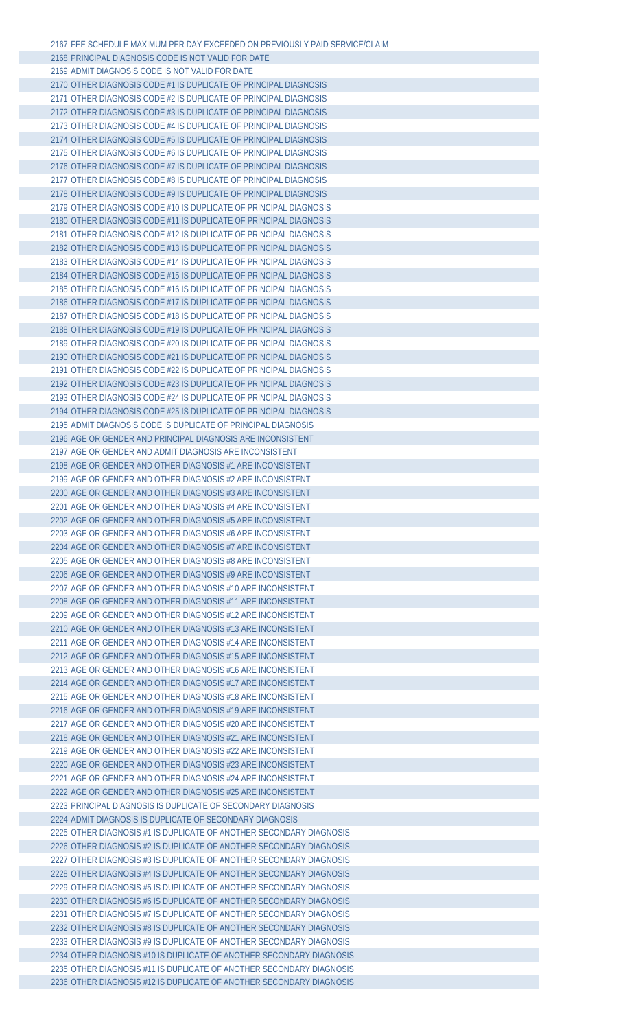2167 FEE SCHEDULE MAXIMUM PER DAY EXCEEDED ON PREVIOUSLY PAID SERVICE/CLAIM
2168 PRINCIPAL DIAGNOSIS CODE IS NOT VALID FOR DATE
2169 ADMIT DIAGNOSIS CODE IS NOT VALID FOR DATE
2170 OTHER DIAGNOSIS CODE #1 IS DUPLICATE OF PRINCIPAL DIAGNOSIS
2171 OTHER DIAGNOSIS CODE #2 IS DUPLICATE OF PRINCIPAL DIAGNOSIS
2172 OTHER DIAGNOSIS CODE #3 IS DUPLICATE OF PRINCIPAL DIAGNOSIS
2173 OTHER DIAGNOSIS CODE #4 IS DUPLICATE OF PRINCIPAL DIAGNOSIS
2174 OTHER DIAGNOSIS CODE #5 IS DUPLICATE OF PRINCIPAL DIAGNOSIS
2175 OTHER DIAGNOSIS CODE #6 IS DUPLICATE OF PRINCIPAL DIAGNOSIS
2176 OTHER DIAGNOSIS CODE #7 IS DUPLICATE OF PRINCIPAL DIAGNOSIS
2177 OTHER DIAGNOSIS CODE #8 IS DUPLICATE OF PRINCIPAL DIAGNOSIS
2178 OTHER DIAGNOSIS CODE #9 IS DUPLICATE OF PRINCIPAL DIAGNOSIS
2179 OTHER DIAGNOSIS CODE #10 IS DUPLICATE OF PRINCIPAL DIAGNOSIS
2180 OTHER DIAGNOSIS CODE #11 IS DUPLICATE OF PRINCIPAL DIAGNOSIS
2181 OTHER DIAGNOSIS CODE #12 IS DUPLICATE OF PRINCIPAL DIAGNOSIS
2182 OTHER DIAGNOSIS CODE #13 IS DUPLICATE OF PRINCIPAL DIAGNOSIS
2183 OTHER DIAGNOSIS CODE #14 IS DUPLICATE OF PRINCIPAL DIAGNOSIS
2184 OTHER DIAGNOSIS CODE #15 IS DUPLICATE OF PRINCIPAL DIAGNOSIS
2185 OTHER DIAGNOSIS CODE #16 IS DUPLICATE OF PRINCIPAL DIAGNOSIS
2186 OTHER DIAGNOSIS CODE #17 IS DUPLICATE OF PRINCIPAL DIAGNOSIS
2187 OTHER DIAGNOSIS CODE #18 IS DUPLICATE OF PRINCIPAL DIAGNOSIS
2188 OTHER DIAGNOSIS CODE #19 IS DUPLICATE OF PRINCIPAL DIAGNOSIS
2189 OTHER DIAGNOSIS CODE #20 IS DUPLICATE OF PRINCIPAL DIAGNOSIS
2190 OTHER DIAGNOSIS CODE #21 IS DUPLICATE OF PRINCIPAL DIAGNOSIS
2191 OTHER DIAGNOSIS CODE #22 IS DUPLICATE OF PRINCIPAL DIAGNOSIS
2192 OTHER DIAGNOSIS CODE #23 IS DUPLICATE OF PRINCIPAL DIAGNOSIS
2193 OTHER DIAGNOSIS CODE #24 IS DUPLICATE OF PRINCIPAL DIAGNOSIS
2194 OTHER DIAGNOSIS CODE #25 IS DUPLICATE OF PRINCIPAL DIAGNOSIS
2195 ADMIT DIAGNOSIS CODE IS DUPLICATE OF PRINCIPAL DIAGNOSIS
2196 AGE OR GENDER AND PRINCIPAL DIAGNOSIS ARE INCONSISTENT
2197 AGE OR GENDER AND ADMIT DIAGNOSIS ARE INCONSISTENT
2198 AGE OR GENDER AND OTHER DIAGNOSIS #1 ARE INCONSISTENT
2199 AGE OR GENDER AND OTHER DIAGNOSIS #2 ARE INCONSISTENT
2200 AGE OR GENDER AND OTHER DIAGNOSIS #3 ARE INCONSISTENT
2201 AGE OR GENDER AND OTHER DIAGNOSIS #4 ARE INCONSISTENT
2202 AGE OR GENDER AND OTHER DIAGNOSIS #5 ARE INCONSISTENT
2203 AGE OR GENDER AND OTHER DIAGNOSIS #6 ARE INCONSISTENT
2204 AGE OR GENDER AND OTHER DIAGNOSIS #7 ARE INCONSISTENT
2205 AGE OR GENDER AND OTHER DIAGNOSIS #8 ARE INCONSISTENT
2206 AGE OR GENDER AND OTHER DIAGNOSIS #9 ARE INCONSISTENT
2207 AGE OR GENDER AND OTHER DIAGNOSIS #10 ARE INCONSISTENT
2208 AGE OR GENDER AND OTHER DIAGNOSIS #11 ARE INCONSISTENT
2209 AGE OR GENDER AND OTHER DIAGNOSIS #12 ARE INCONSISTENT
2210 AGE OR GENDER AND OTHER DIAGNOSIS #13 ARE INCONSISTENT
2211 AGE OR GENDER AND OTHER DIAGNOSIS #14 ARE INCONSISTENT
2212 AGE OR GENDER AND OTHER DIAGNOSIS #15 ARE INCONSISTENT
2213 AGE OR GENDER AND OTHER DIAGNOSIS #16 ARE INCONSISTENT
2214 AGE OR GENDER AND OTHER DIAGNOSIS #17 ARE INCONSISTENT
2215 AGE OR GENDER AND OTHER DIAGNOSIS #18 ARE INCONSISTENT
2216 AGE OR GENDER AND OTHER DIAGNOSIS #19 ARE INCONSISTENT
2217 AGE OR GENDER AND OTHER DIAGNOSIS #20 ARE INCONSISTENT
2218 AGE OR GENDER AND OTHER DIAGNOSIS #21 ARE INCONSISTENT
2219 AGE OR GENDER AND OTHER DIAGNOSIS #22 ARE INCONSISTENT
2220 AGE OR GENDER AND OTHER DIAGNOSIS #23 ARE INCONSISTENT
2221 AGE OR GENDER AND OTHER DIAGNOSIS #24 ARE INCONSISTENT
2222 AGE OR GENDER AND OTHER DIAGNOSIS #25 ARE INCONSISTENT
2223 PRINCIPAL DIAGNOSIS IS DUPLICATE OF SECONDARY DIAGNOSIS
2224 ADMIT DIAGNOSIS IS DUPLICATE OF SECONDARY DIAGNOSIS
2225 OTHER DIAGNOSIS #1 IS DUPLICATE OF ANOTHER SECONDARY DIAGNOSIS
2226 OTHER DIAGNOSIS #2 IS DUPLICATE OF ANOTHER SECONDARY DIAGNOSIS
2227 OTHER DIAGNOSIS #3 IS DUPLICATE OF ANOTHER SECONDARY DIAGNOSIS
2228 OTHER DIAGNOSIS #4 IS DUPLICATE OF ANOTHER SECONDARY DIAGNOSIS
2229 OTHER DIAGNOSIS #5 IS DUPLICATE OF ANOTHER SECONDARY DIAGNOSIS
2230 OTHER DIAGNOSIS #6 IS DUPLICATE OF ANOTHER SECONDARY DIAGNOSIS
2231 OTHER DIAGNOSIS #7 IS DUPLICATE OF ANOTHER SECONDARY DIAGNOSIS
2232 OTHER DIAGNOSIS #8 IS DUPLICATE OF ANOTHER SECONDARY DIAGNOSIS
2233 OTHER DIAGNOSIS #9 IS DUPLICATE OF ANOTHER SECONDARY DIAGNOSIS
2234 OTHER DIAGNOSIS #10 IS DUPLICATE OF ANOTHER SECONDARY DIAGNOSIS
2235 OTHER DIAGNOSIS #11 IS DUPLICATE OF ANOTHER SECONDARY DIAGNOSIS
2236 OTHER DIAGNOSIS #12 IS DUPLICATE OF ANOTHER SECONDARY DIAGNOSIS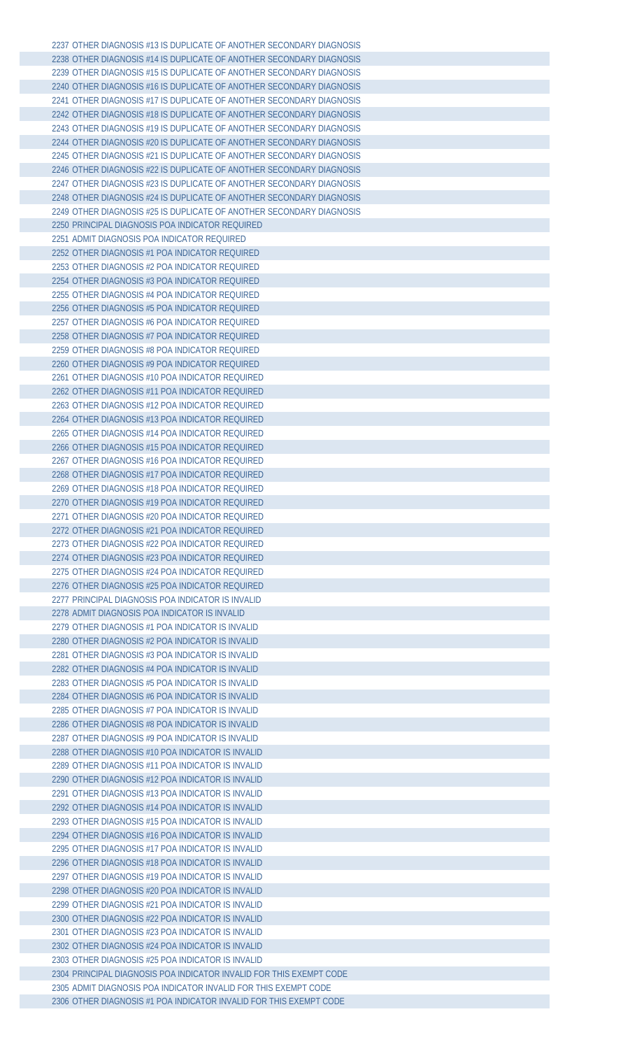2237 OTHER DIAGNOSIS #13 IS DUPLICATE OF ANOTHER SECONDARY DIAGNOSIS
2238 OTHER DIAGNOSIS #14 IS DUPLICATE OF ANOTHER SECONDARY DIAGNOSIS
2239 OTHER DIAGNOSIS #15 IS DUPLICATE OF ANOTHER SECONDARY DIAGNOSIS
2240 OTHER DIAGNOSIS #16 IS DUPLICATE OF ANOTHER SECONDARY DIAGNOSIS
2241 OTHER DIAGNOSIS #17 IS DUPLICATE OF ANOTHER SECONDARY DIAGNOSIS
2242 OTHER DIAGNOSIS #18 IS DUPLICATE OF ANOTHER SECONDARY DIAGNOSIS
2243 OTHER DIAGNOSIS #19 IS DUPLICATE OF ANOTHER SECONDARY DIAGNOSIS
2244 OTHER DIAGNOSIS #20 IS DUPLICATE OF ANOTHER SECONDARY DIAGNOSIS
2245 OTHER DIAGNOSIS #21 IS DUPLICATE OF ANOTHER SECONDARY DIAGNOSIS
2246 OTHER DIAGNOSIS #22 IS DUPLICATE OF ANOTHER SECONDARY DIAGNOSIS
2247 OTHER DIAGNOSIS #23 IS DUPLICATE OF ANOTHER SECONDARY DIAGNOSIS
2248 OTHER DIAGNOSIS #24 IS DUPLICATE OF ANOTHER SECONDARY DIAGNOSIS
2249 OTHER DIAGNOSIS #25 IS DUPLICATE OF ANOTHER SECONDARY DIAGNOSIS
2250 PRINCIPAL DIAGNOSIS POA INDICATOR REQUIRED
2251 ADMIT DIAGNOSIS POA INDICATOR REQUIRED
2252 OTHER DIAGNOSIS #1 POA INDICATOR REQUIRED
2253 OTHER DIAGNOSIS #2 POA INDICATOR REQUIRED
2254 OTHER DIAGNOSIS #3 POA INDICATOR REQUIRED
2255 OTHER DIAGNOSIS #4 POA INDICATOR REQUIRED
2256 OTHER DIAGNOSIS #5 POA INDICATOR REQUIRED
2257 OTHER DIAGNOSIS #6 POA INDICATOR REQUIRED
2258 OTHER DIAGNOSIS #7 POA INDICATOR REQUIRED
2259 OTHER DIAGNOSIS #8 POA INDICATOR REQUIRED
2260 OTHER DIAGNOSIS #9 POA INDICATOR REQUIRED
2261 OTHER DIAGNOSIS #10 POA INDICATOR REQUIRED
2262 OTHER DIAGNOSIS #11 POA INDICATOR REQUIRED
2263 OTHER DIAGNOSIS #12 POA INDICATOR REQUIRED
2264 OTHER DIAGNOSIS #13 POA INDICATOR REQUIRED
2265 OTHER DIAGNOSIS #14 POA INDICATOR REQUIRED
2266 OTHER DIAGNOSIS #15 POA INDICATOR REQUIRED
2267 OTHER DIAGNOSIS #16 POA INDICATOR REQUIRED
2268 OTHER DIAGNOSIS #17 POA INDICATOR REQUIRED
2269 OTHER DIAGNOSIS #18 POA INDICATOR REQUIRED
2270 OTHER DIAGNOSIS #19 POA INDICATOR REQUIRED
2271 OTHER DIAGNOSIS #20 POA INDICATOR REQUIRED
2272 OTHER DIAGNOSIS #21 POA INDICATOR REQUIRED
2273 OTHER DIAGNOSIS #22 POA INDICATOR REQUIRED
2274 OTHER DIAGNOSIS #23 POA INDICATOR REQUIRED
2275 OTHER DIAGNOSIS #24 POA INDICATOR REQUIRED
2276 OTHER DIAGNOSIS #25 POA INDICATOR REQUIRED
2277 PRINCIPAL DIAGNOSIS POA INDICATOR IS INVALID
2278 ADMIT DIAGNOSIS POA INDICATOR IS INVALID
2279 OTHER DIAGNOSIS #1 POA INDICATOR IS INVALID
2280 OTHER DIAGNOSIS #2 POA INDICATOR IS INVALID
2281 OTHER DIAGNOSIS #3 POA INDICATOR IS INVALID
2282 OTHER DIAGNOSIS #4 POA INDICATOR IS INVALID
2283 OTHER DIAGNOSIS #5 POA INDICATOR IS INVALID
2284 OTHER DIAGNOSIS #6 POA INDICATOR IS INVALID
2285 OTHER DIAGNOSIS #7 POA INDICATOR IS INVALID
2286 OTHER DIAGNOSIS #8 POA INDICATOR IS INVALID
2287 OTHER DIAGNOSIS #9 POA INDICATOR IS INVALID
2288 OTHER DIAGNOSIS #10 POA INDICATOR IS INVALID
2289 OTHER DIAGNOSIS #11 POA INDICATOR IS INVALID
2290 OTHER DIAGNOSIS #12 POA INDICATOR IS INVALID
2291 OTHER DIAGNOSIS #13 POA INDICATOR IS INVALID
2292 OTHER DIAGNOSIS #14 POA INDICATOR IS INVALID
2293 OTHER DIAGNOSIS #15 POA INDICATOR IS INVALID
2294 OTHER DIAGNOSIS #16 POA INDICATOR IS INVALID
2295 OTHER DIAGNOSIS #17 POA INDICATOR IS INVALID
2296 OTHER DIAGNOSIS #18 POA INDICATOR IS INVALID
2297 OTHER DIAGNOSIS #19 POA INDICATOR IS INVALID
2298 OTHER DIAGNOSIS #20 POA INDICATOR IS INVALID
2299 OTHER DIAGNOSIS #21 POA INDICATOR IS INVALID
2300 OTHER DIAGNOSIS #22 POA INDICATOR IS INVALID
2301 OTHER DIAGNOSIS #23 POA INDICATOR IS INVALID
2302 OTHER DIAGNOSIS #24 POA INDICATOR IS INVALID
2303 OTHER DIAGNOSIS #25 POA INDICATOR IS INVALID
2304 PRINCIPAL DIAGNOSIS POA INDICATOR INVALID FOR THIS EXEMPT CODE
2305 ADMIT DIAGNOSIS POA INDICATOR INVALID FOR THIS EXEMPT CODE
2306 OTHER DIAGNOSIS #1 POA INDICATOR INVALID FOR THIS EXEMPT CODE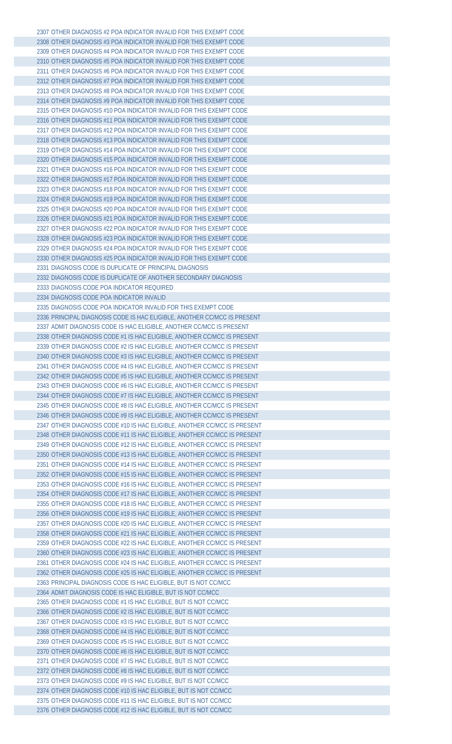| | |
|---|---|
| 2307 | OTHER DIAGNOSIS #2 POA INDICATOR INVALID FOR THIS EXEMPT CODE |
| 2308 | OTHER DIAGNOSIS #3 POA INDICATOR INVALID FOR THIS EXEMPT CODE |
| 2309 | OTHER DIAGNOSIS #4 POA INDICATOR INVALID FOR THIS EXEMPT CODE |
| 2310 | OTHER DIAGNOSIS #5 POA INDICATOR INVALID FOR THIS EXEMPT CODE |
| 2311 | OTHER DIAGNOSIS #6 POA INDICATOR INVALID FOR THIS EXEMPT CODE |
| 2312 | OTHER DIAGNOSIS #7 POA INDICATOR INVALID FOR THIS EXEMPT CODE |
| 2313 | OTHER DIAGNOSIS #8 POA INDICATOR INVALID FOR THIS EXEMPT CODE |
| 2314 | OTHER DIAGNOSIS #9 POA INDICATOR INVALID FOR THIS EXEMPT CODE |
| 2315 | OTHER DIAGNOSIS #10 POA INDICATOR INVALID FOR THIS EXEMPT CODE |
| 2316 | OTHER DIAGNOSIS #11 POA INDICATOR INVALID FOR THIS EXEMPT CODE |
| 2317 | OTHER DIAGNOSIS #12 POA INDICATOR INVALID FOR THIS EXEMPT CODE |
| 2318 | OTHER DIAGNOSIS #13 POA INDICATOR INVALID FOR THIS EXEMPT CODE |
| 2319 | OTHER DIAGNOSIS #14 POA INDICATOR INVALID FOR THIS EXEMPT CODE |
| 2320 | OTHER DIAGNOSIS #15 POA INDICATOR INVALID FOR THIS EXEMPT CODE |
| 2321 | OTHER DIAGNOSIS #16 POA INDICATOR INVALID FOR THIS EXEMPT CODE |
| 2322 | OTHER DIAGNOSIS #17 POA INDICATOR INVALID FOR THIS EXEMPT CODE |
| 2323 | OTHER DIAGNOSIS #18 POA INDICATOR INVALID FOR THIS EXEMPT CODE |
| 2324 | OTHER DIAGNOSIS #19 POA INDICATOR INVALID FOR THIS EXEMPT CODE |
| 2325 | OTHER DIAGNOSIS #20 POA INDICATOR INVALID FOR THIS EXEMPT CODE |
| 2326 | OTHER DIAGNOSIS #21 POA INDICATOR INVALID FOR THIS EXEMPT CODE |
| 2327 | OTHER DIAGNOSIS #22 POA INDICATOR INVALID FOR THIS EXEMPT CODE |
| 2328 | OTHER DIAGNOSIS #23 POA INDICATOR INVALID FOR THIS EXEMPT CODE |
| 2329 | OTHER DIAGNOSIS #24 POA INDICATOR INVALID FOR THIS EXEMPT CODE |
| 2330 | OTHER DIAGNOSIS #25 POA INDICATOR INVALID FOR THIS EXEMPT CODE |
| 2331 | DIAGNOSIS CODE IS DUPLICATE OF PRINCIPAL DIAGNOSIS |
| 2332 | DIAGNOSIS CODE IS DUPLICATE OF ANOTHER SECONDARY DIAGNOSIS |
| 2333 | DIAGNOSIS CODE POA INDICATOR REQUIRED |
| 2334 | DIAGNOSIS CODE POA INDICATOR INVALID |
| 2335 | DIAGNOSIS CODE POA INDICATOR INVALID FOR THIS EXEMPT CODE |
| 2336 | PRINCIPAL DIAGNOSIS CODE IS HAC ELIGIBLE, ANOTHER CC/MCC IS PRESENT |
| 2337 | ADMIT DIAGNOSIS CODE IS HAC ELIGIBLE, ANOTHER CC/MCC IS PRESENT |
| 2338 | OTHER DIAGNOSIS CODE #1 IS HAC ELIGIBLE, ANOTHER CC/MCC IS PRESENT |
| 2339 | OTHER DIAGNOSIS CODE #2 IS HAC ELIGIBLE, ANOTHER CC/MCC IS PRESENT |
| 2340 | OTHER DIAGNOSIS CODE #3 IS HAC ELIGIBLE, ANOTHER CC/MCC IS PRESENT |
| 2341 | OTHER DIAGNOSIS CODE #4 IS HAC ELIGIBLE, ANOTHER CC/MCC IS PRESENT |
| 2342 | OTHER DIAGNOSIS CODE #5 IS HAC ELIGIBLE, ANOTHER CC/MCC IS PRESENT |
| 2343 | OTHER DIAGNOSIS CODE #6 IS HAC ELIGIBLE, ANOTHER CC/MCC IS PRESENT |
| 2344 | OTHER DIAGNOSIS CODE #7 IS HAC ELIGIBLE, ANOTHER CC/MCC IS PRESENT |
| 2345 | OTHER DIAGNOSIS CODE #8 IS HAC ELIGIBLE, ANOTHER CC/MCC IS PRESENT |
| 2346 | OTHER DIAGNOSIS CODE #9 IS HAC ELIGIBLE, ANOTHER CC/MCC IS PRESENT |
| 2347 | OTHER DIAGNOSIS CODE #10 IS HAC ELIGIBLE, ANOTHER CC/MCC IS PRESENT |
| 2348 | OTHER DIAGNOSIS CODE #11 IS HAC ELIGIBLE, ANOTHER CC/MCC IS PRESENT |
| 2349 | OTHER DIAGNOSIS CODE #12 IS HAC ELIGIBLE, ANOTHER CC/MCC IS PRESENT |
| 2350 | OTHER DIAGNOSIS CODE #13 IS HAC ELIGIBLE, ANOTHER CC/MCC IS PRESENT |
| 2351 | OTHER DIAGNOSIS CODE #14 IS HAC ELIGIBLE, ANOTHER CC/MCC IS PRESENT |
| 2352 | OTHER DIAGNOSIS CODE #15 IS HAC ELIGIBLE, ANOTHER CC/MCC IS PRESENT |
| 2353 | OTHER DIAGNOSIS CODE #16 IS HAC ELIGIBLE, ANOTHER CC/MCC IS PRESENT |
| 2354 | OTHER DIAGNOSIS CODE #17 IS HAC ELIGIBLE, ANOTHER CC/MCC IS PRESENT |
| 2355 | OTHER DIAGNOSIS CODE #18 IS HAC ELIGIBLE, ANOTHER CC/MCC IS PRESENT |
| 2356 | OTHER DIAGNOSIS CODE #19 IS HAC ELIGIBLE, ANOTHER CC/MCC IS PRESENT |
| 2357 | OTHER DIAGNOSIS CODE #20 IS HAC ELIGIBLE, ANOTHER CC/MCC IS PRESENT |
| 2358 | OTHER DIAGNOSIS CODE #21 IS HAC ELIGIBLE, ANOTHER CC/MCC IS PRESENT |
| 2359 | OTHER DIAGNOSIS CODE #22 IS HAC ELIGIBLE, ANOTHER CC/MCC IS PRESENT |
| 2360 | OTHER DIAGNOSIS CODE #23 IS HAC ELIGIBLE, ANOTHER CC/MCC IS PRESENT |
| 2361 | OTHER DIAGNOSIS CODE #24 IS HAC ELIGIBLE, ANOTHER CC/MCC IS PRESENT |
| 2362 | OTHER DIAGNOSIS CODE #25 IS HAC ELIGIBLE, ANOTHER CC/MCC IS PRESENT |
| 2363 | PRINCIPAL DIAGNOSIS CODE IS HAC ELIGIBLE, BUT IS NOT CC/MCC |
| 2364 | ADMIT DIAGNOSIS CODE IS HAC ELIGIBLE, BUT IS NOT CC/MCC |
| 2365 | OTHER DIAGNOSIS CODE #1 IS HAC ELIGIBLE, BUT IS NOT CC/MCC |
| 2366 | OTHER DIAGNOSIS CODE #2 IS HAC ELIGIBLE, BUT IS NOT CC/MCC |
| 2367 | OTHER DIAGNOSIS CODE #3 IS HAC ELIGIBLE, BUT IS NOT CC/MCC |
| 2368 | OTHER DIAGNOSIS CODE #4 IS HAC ELIGIBLE, BUT IS NOT CC/MCC |
| 2369 | OTHER DIAGNOSIS CODE #5 IS HAC ELIGIBLE, BUT IS NOT CC/MCC |
| 2370 | OTHER DIAGNOSIS CODE #6 IS HAC ELIGIBLE, BUT IS NOT CC/MCC |
| 2371 | OTHER DIAGNOSIS CODE #7 IS HAC ELIGIBLE, BUT IS NOT CC/MCC |
| 2372 | OTHER DIAGNOSIS CODE #8 IS HAC ELIGIBLE, BUT IS NOT CC/MCC |
| 2373 | OTHER DIAGNOSIS CODE #9 IS HAC ELIGIBLE, BUT IS NOT CC/MCC |
| 2374 | OTHER DIAGNOSIS CODE #10 IS HAC ELIGIBLE, BUT IS NOT CC/MCC |
| 2375 | OTHER DIAGNOSIS CODE #11 IS HAC ELIGIBLE, BUT IS NOT CC/MCC |
| 2376 | OTHER DIAGNOSIS CODE #12 IS HAC ELIGIBLE, BUT IS NOT CC/MCC |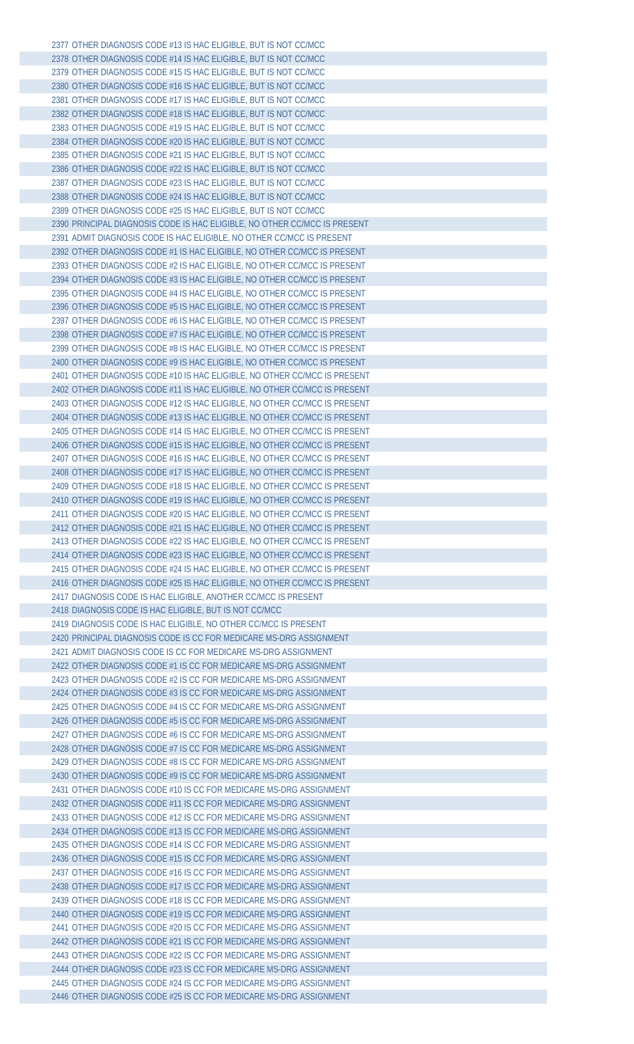2377 OTHER DIAGNOSIS CODE #13 IS HAC ELIGIBLE, BUT IS NOT CC/MCC
2378 OTHER DIAGNOSIS CODE #14 IS HAC ELIGIBLE, BUT IS NOT CC/MCC
2379 OTHER DIAGNOSIS CODE #15 IS HAC ELIGIBLE, BUT IS NOT CC/MCC
2380 OTHER DIAGNOSIS CODE #16 IS HAC ELIGIBLE, BUT IS NOT CC/MCC
2381 OTHER DIAGNOSIS CODE #17 IS HAC ELIGIBLE, BUT IS NOT CC/MCC
2382 OTHER DIAGNOSIS CODE #18 IS HAC ELIGIBLE, BUT IS NOT CC/MCC
2383 OTHER DIAGNOSIS CODE #19 IS HAC ELIGIBLE, BUT IS NOT CC/MCC
2384 OTHER DIAGNOSIS CODE #20 IS HAC ELIGIBLE, BUT IS NOT CC/MCC
2385 OTHER DIAGNOSIS CODE #21 IS HAC ELIGIBLE, BUT IS NOT CC/MCC
2386 OTHER DIAGNOSIS CODE #22 IS HAC ELIGIBLE, BUT IS NOT CC/MCC
2387 OTHER DIAGNOSIS CODE #23 IS HAC ELIGIBLE, BUT IS NOT CC/MCC
2388 OTHER DIAGNOSIS CODE #24 IS HAC ELIGIBLE, BUT IS NOT CC/MCC
2389 OTHER DIAGNOSIS CODE #25 IS HAC ELIGIBLE, BUT IS NOT CC/MCC
2390 PRINCIPAL DIAGNOSIS CODE IS HAC ELIGIBLE, NO OTHER CC/MCC IS PRESENT
2391 ADMIT DIAGNOSIS CODE IS HAC ELIGIBLE, NO OTHER CC/MCC IS PRESENT
2392 OTHER DIAGNOSIS CODE #1 IS HAC ELIGIBLE, NO OTHER CC/MCC IS PRESENT
2393 OTHER DIAGNOSIS CODE #2 IS HAC ELIGIBLE, NO OTHER CC/MCC IS PRESENT
2394 OTHER DIAGNOSIS CODE #3 IS HAC ELIGIBLE, NO OTHER CC/MCC IS PRESENT
2395 OTHER DIAGNOSIS CODE #4 IS HAC ELIGIBLE, NO OTHER CC/MCC IS PRESENT
2396 OTHER DIAGNOSIS CODE #5 IS HAC ELIGIBLE, NO OTHER CC/MCC IS PRESENT
2397 OTHER DIAGNOSIS CODE #6 IS HAC ELIGIBLE, NO OTHER CC/MCC IS PRESENT
2398 OTHER DIAGNOSIS CODE #7 IS HAC ELIGIBLE, NO OTHER CC/MCC IS PRESENT
2399 OTHER DIAGNOSIS CODE #8 IS HAC ELIGIBLE, NO OTHER CC/MCC IS PRESENT
2400 OTHER DIAGNOSIS CODE #9 IS HAC ELIGIBLE, NO OTHER CC/MCC IS PRESENT
2401 OTHER DIAGNOSIS CODE #10 IS HAC ELIGIBLE, NO OTHER CC/MCC IS PRESENT
2402 OTHER DIAGNOSIS CODE #11 IS HAC ELIGIBLE, NO OTHER CC/MCC IS PRESENT
2403 OTHER DIAGNOSIS CODE #12 IS HAC ELIGIBLE, NO OTHER CC/MCC IS PRESENT
2404 OTHER DIAGNOSIS CODE #13 IS HAC ELIGIBLE, NO OTHER CC/MCC IS PRESENT
2405 OTHER DIAGNOSIS CODE #14 IS HAC ELIGIBLE, NO OTHER CC/MCC IS PRESENT
2406 OTHER DIAGNOSIS CODE #15 IS HAC ELIGIBLE, NO OTHER CC/MCC IS PRESENT
2407 OTHER DIAGNOSIS CODE #16 IS HAC ELIGIBLE, NO OTHER CC/MCC IS PRESENT
2408 OTHER DIAGNOSIS CODE #17 IS HAC ELIGIBLE, NO OTHER CC/MCC IS PRESENT
2409 OTHER DIAGNOSIS CODE #18 IS HAC ELIGIBLE, NO OTHER CC/MCC IS PRESENT
2410 OTHER DIAGNOSIS CODE #19 IS HAC ELIGIBLE, NO OTHER CC/MCC IS PRESENT
2411 OTHER DIAGNOSIS CODE #20 IS HAC ELIGIBLE, NO OTHER CC/MCC IS PRESENT
2412 OTHER DIAGNOSIS CODE #21 IS HAC ELIGIBLE, NO OTHER CC/MCC IS PRESENT
2413 OTHER DIAGNOSIS CODE #22 IS HAC ELIGIBLE, NO OTHER CC/MCC IS PRESENT
2414 OTHER DIAGNOSIS CODE #23 IS HAC ELIGIBLE, NO OTHER CC/MCC IS PRESENT
2415 OTHER DIAGNOSIS CODE #24 IS HAC ELIGIBLE, NO OTHER CC/MCC IS PRESENT
2416 OTHER DIAGNOSIS CODE #25 IS HAC ELIGIBLE, NO OTHER CC/MCC IS PRESENT
2417 DIAGNOSIS CODE IS HAC ELIGIBLE, ANOTHER CC/MCC IS PRESENT
2418 DIAGNOSIS CODE IS HAC ELIGIBLE, BUT IS NOT CC/MCC
2419 DIAGNOSIS CODE IS HAC ELIGIBLE, NO OTHER CC/MCC IS PRESENT
2420 PRINCIPAL DIAGNOSIS CODE IS CC FOR MEDICARE MS-DRG ASSIGNMENT
2421 ADMIT DIAGNOSIS CODE IS CC FOR MEDICARE MS-DRG ASSIGNMENT
2422 OTHER DIAGNOSIS CODE #1 IS CC FOR MEDICARE MS-DRG ASSIGNMENT
2423 OTHER DIAGNOSIS CODE #2 IS CC FOR MEDICARE MS-DRG ASSIGNMENT
2424 OTHER DIAGNOSIS CODE #3 IS CC FOR MEDICARE MS-DRG ASSIGNMENT
2425 OTHER DIAGNOSIS CODE #4 IS CC FOR MEDICARE MS-DRG ASSIGNMENT
2426 OTHER DIAGNOSIS CODE #5 IS CC FOR MEDICARE MS-DRG ASSIGNMENT
2427 OTHER DIAGNOSIS CODE #6 IS CC FOR MEDICARE MS-DRG ASSIGNMENT
2428 OTHER DIAGNOSIS CODE #7 IS CC FOR MEDICARE MS-DRG ASSIGNMENT
2429 OTHER DIAGNOSIS CODE #8 IS CC FOR MEDICARE MS-DRG ASSIGNMENT
2430 OTHER DIAGNOSIS CODE #9 IS CC FOR MEDICARE MS-DRG ASSIGNMENT
2431 OTHER DIAGNOSIS CODE #10 IS CC FOR MEDICARE MS-DRG ASSIGNMENT
2432 OTHER DIAGNOSIS CODE #11 IS CC FOR MEDICARE MS-DRG ASSIGNMENT
2433 OTHER DIAGNOSIS CODE #12 IS CC FOR MEDICARE MS-DRG ASSIGNMENT
2434 OTHER DIAGNOSIS CODE #13 IS CC FOR MEDICARE MS-DRG ASSIGNMENT
2435 OTHER DIAGNOSIS CODE #14 IS CC FOR MEDICARE MS-DRG ASSIGNMENT
2436 OTHER DIAGNOSIS CODE #15 IS CC FOR MEDICARE MS-DRG ASSIGNMENT
2437 OTHER DIAGNOSIS CODE #16 IS CC FOR MEDICARE MS-DRG ASSIGNMENT
2438 OTHER DIAGNOSIS CODE #17 IS CC FOR MEDICARE MS-DRG ASSIGNMENT
2439 OTHER DIAGNOSIS CODE #18 IS CC FOR MEDICARE MS-DRG ASSIGNMENT
2440 OTHER DIAGNOSIS CODE #19 IS CC FOR MEDICARE MS-DRG ASSIGNMENT
2441 OTHER DIAGNOSIS CODE #20 IS CC FOR MEDICARE MS-DRG ASSIGNMENT
2442 OTHER DIAGNOSIS CODE #21 IS CC FOR MEDICARE MS-DRG ASSIGNMENT
2443 OTHER DIAGNOSIS CODE #22 IS CC FOR MEDICARE MS-DRG ASSIGNMENT
2444 OTHER DIAGNOSIS CODE #23 IS CC FOR MEDICARE MS-DRG ASSIGNMENT
2445 OTHER DIAGNOSIS CODE #24 IS CC FOR MEDICARE MS-DRG ASSIGNMENT
2446 OTHER DIAGNOSIS CODE #25 IS CC FOR MEDICARE MS-DRG ASSIGNMENT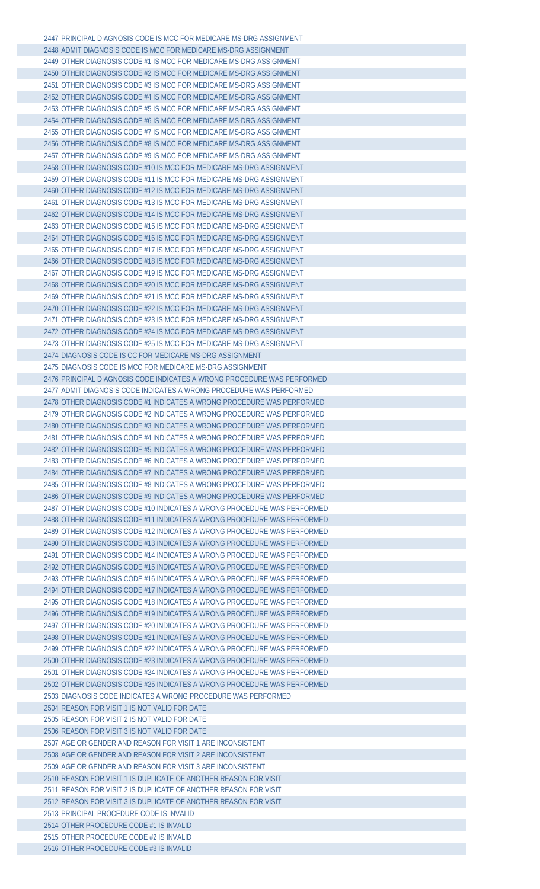2447 PRINCIPAL DIAGNOSIS CODE IS MCC FOR MEDICARE MS-DRG ASSIGNMENT
2448 ADMIT DIAGNOSIS CODE IS MCC FOR MEDICARE MS-DRG ASSIGNMENT
2449 OTHER DIAGNOSIS CODE #1 IS MCC FOR MEDICARE MS-DRG ASSIGNMENT
2450 OTHER DIAGNOSIS CODE #2 IS MCC FOR MEDICARE MS-DRG ASSIGNMENT
2451 OTHER DIAGNOSIS CODE #3 IS MCC FOR MEDICARE MS-DRG ASSIGNMENT
2452 OTHER DIAGNOSIS CODE #4 IS MCC FOR MEDICARE MS-DRG ASSIGNMENT
2453 OTHER DIAGNOSIS CODE #5 IS MCC FOR MEDICARE MS-DRG ASSIGNMENT
2454 OTHER DIAGNOSIS CODE #6 IS MCC FOR MEDICARE MS-DRG ASSIGNMENT
2455 OTHER DIAGNOSIS CODE #7 IS MCC FOR MEDICARE MS-DRG ASSIGNMENT
2456 OTHER DIAGNOSIS CODE #8 IS MCC FOR MEDICARE MS-DRG ASSIGNMENT
2457 OTHER DIAGNOSIS CODE #9 IS MCC FOR MEDICARE MS-DRG ASSIGNMENT
2458 OTHER DIAGNOSIS CODE #10 IS MCC FOR MEDICARE MS-DRG ASSIGNMENT
2459 OTHER DIAGNOSIS CODE #11 IS MCC FOR MEDICARE MS-DRG ASSIGNMENT
2460 OTHER DIAGNOSIS CODE #12 IS MCC FOR MEDICARE MS-DRG ASSIGNMENT
2461 OTHER DIAGNOSIS CODE #13 IS MCC FOR MEDICARE MS-DRG ASSIGNMENT
2462 OTHER DIAGNOSIS CODE #14 IS MCC FOR MEDICARE MS-DRG ASSIGNMENT
2463 OTHER DIAGNOSIS CODE #15 IS MCC FOR MEDICARE MS-DRG ASSIGNMENT
2464 OTHER DIAGNOSIS CODE #16 IS MCC FOR MEDICARE MS-DRG ASSIGNMENT
2465 OTHER DIAGNOSIS CODE #17 IS MCC FOR MEDICARE MS-DRG ASSIGNMENT
2466 OTHER DIAGNOSIS CODE #18 IS MCC FOR MEDICARE MS-DRG ASSIGNMENT
2467 OTHER DIAGNOSIS CODE #19 IS MCC FOR MEDICARE MS-DRG ASSIGNMENT
2468 OTHER DIAGNOSIS CODE #20 IS MCC FOR MEDICARE MS-DRG ASSIGNMENT
2469 OTHER DIAGNOSIS CODE #21 IS MCC FOR MEDICARE MS-DRG ASSIGNMENT
2470 OTHER DIAGNOSIS CODE #22 IS MCC FOR MEDICARE MS-DRG ASSIGNMENT
2471 OTHER DIAGNOSIS CODE #23 IS MCC FOR MEDICARE MS-DRG ASSIGNMENT
2472 OTHER DIAGNOSIS CODE #24 IS MCC FOR MEDICARE MS-DRG ASSIGNMENT
2473 OTHER DIAGNOSIS CODE #25 IS MCC FOR MEDICARE MS-DRG ASSIGNMENT
2474 DIAGNOSIS CODE IS CC FOR MEDICARE MS-DRG ASSIGNMENT
2475 DIAGNOSIS CODE IS MCC FOR MEDICARE MS-DRG ASSIGNMENT
2476 PRINCIPAL DIAGNOSIS CODE INDICATES A WRONG PROCEDURE WAS PERFORMED
2477 ADMIT DIAGNOSIS CODE INDICATES A WRONG PROCEDURE WAS PERFORMED
2478 OTHER DIAGNOSIS CODE #1 INDICATES A WRONG PROCEDURE WAS PERFORMED
2479 OTHER DIAGNOSIS CODE #2 INDICATES A WRONG PROCEDURE WAS PERFORMED
2480 OTHER DIAGNOSIS CODE #3 INDICATES A WRONG PROCEDURE WAS PERFORMED
2481 OTHER DIAGNOSIS CODE #4 INDICATES A WRONG PROCEDURE WAS PERFORMED
2482 OTHER DIAGNOSIS CODE #5 INDICATES A WRONG PROCEDURE WAS PERFORMED
2483 OTHER DIAGNOSIS CODE #6 INDICATES A WRONG PROCEDURE WAS PERFORMED
2484 OTHER DIAGNOSIS CODE #7 INDICATES A WRONG PROCEDURE WAS PERFORMED
2485 OTHER DIAGNOSIS CODE #8 INDICATES A WRONG PROCEDURE WAS PERFORMED
2486 OTHER DIAGNOSIS CODE #9 INDICATES A WRONG PROCEDURE WAS PERFORMED
2487 OTHER DIAGNOSIS CODE #10 INDICATES A WRONG PROCEDURE WAS PERFORMED
2488 OTHER DIAGNOSIS CODE #11 INDICATES A WRONG PROCEDURE WAS PERFORMED
2489 OTHER DIAGNOSIS CODE #12 INDICATES A WRONG PROCEDURE WAS PERFORMED
2490 OTHER DIAGNOSIS CODE #13 INDICATES A WRONG PROCEDURE WAS PERFORMED
2491 OTHER DIAGNOSIS CODE #14 INDICATES A WRONG PROCEDURE WAS PERFORMED
2492 OTHER DIAGNOSIS CODE #15 INDICATES A WRONG PROCEDURE WAS PERFORMED
2493 OTHER DIAGNOSIS CODE #16 INDICATES A WRONG PROCEDURE WAS PERFORMED
2494 OTHER DIAGNOSIS CODE #17 INDICATES A WRONG PROCEDURE WAS PERFORMED
2495 OTHER DIAGNOSIS CODE #18 INDICATES A WRONG PROCEDURE WAS PERFORMED
2496 OTHER DIAGNOSIS CODE #19 INDICATES A WRONG PROCEDURE WAS PERFORMED
2497 OTHER DIAGNOSIS CODE #20 INDICATES A WRONG PROCEDURE WAS PERFORMED
2498 OTHER DIAGNOSIS CODE #21 INDICATES A WRONG PROCEDURE WAS PERFORMED
2499 OTHER DIAGNOSIS CODE #22 INDICATES A WRONG PROCEDURE WAS PERFORMED
2500 OTHER DIAGNOSIS CODE #23 INDICATES A WRONG PROCEDURE WAS PERFORMED
2501 OTHER DIAGNOSIS CODE #24 INDICATES A WRONG PROCEDURE WAS PERFORMED
2502 OTHER DIAGNOSIS CODE #25 INDICATES A WRONG PROCEDURE WAS PERFORMED
2503 DIAGNOSIS CODE INDICATES A WRONG PROCEDURE WAS PERFORMED
2504 REASON FOR VISIT 1 IS NOT VALID FOR DATE
2505 REASON FOR VISIT 2 IS NOT VALID FOR DATE
2506 REASON FOR VISIT 3 IS NOT VALID FOR DATE
2507 AGE OR GENDER AND REASON FOR VISIT 1 ARE INCONSISTENT
2508 AGE OR GENDER AND REASON FOR VISIT 2 ARE INCONSISTENT
2509 AGE OR GENDER AND REASON FOR VISIT 3 ARE INCONSISTENT
2510 REASON FOR VISIT 1 IS DUPLICATE OF ANOTHER REASON FOR VISIT
2511 REASON FOR VISIT 2 IS DUPLICATE OF ANOTHER REASON FOR VISIT
2512 REASON FOR VISIT 3 IS DUPLICATE OF ANOTHER REASON FOR VISIT
2513 PRINCIPAL PROCEDURE CODE IS INVALID
2514 OTHER PROCEDURE CODE #1 IS INVALID
2515 OTHER PROCEDURE CODE #2 IS INVALID
2516 OTHER PROCEDURE CODE #3 IS INVALID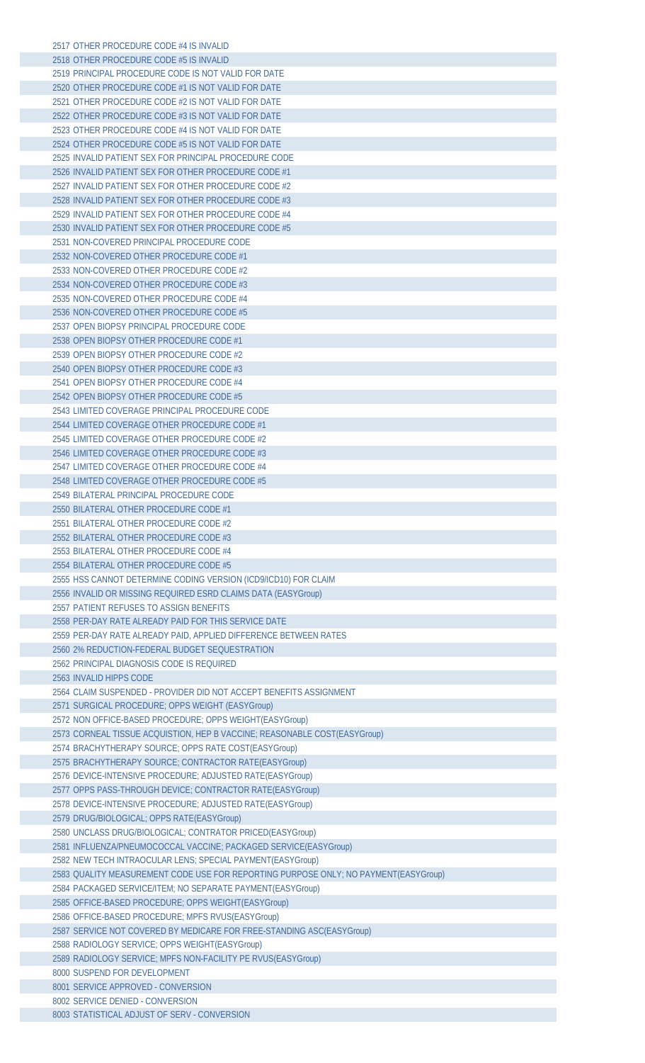2517 OTHER PROCEDURE CODE #4 IS INVALID
2518 OTHER PROCEDURE CODE #5 IS INVALID
2519 PRINCIPAL PROCEDURE CODE IS NOT VALID FOR DATE
2520 OTHER PROCEDURE CODE #1 IS NOT VALID FOR DATE
2521 OTHER PROCEDURE CODE #2 IS NOT VALID FOR DATE
2522 OTHER PROCEDURE CODE #3 IS NOT VALID FOR DATE
2523 OTHER PROCEDURE CODE #4 IS NOT VALID FOR DATE
2524 OTHER PROCEDURE CODE #5 IS NOT VALID FOR DATE
2525 INVALID PATIENT SEX FOR PRINCIPAL PROCEDURE CODE
2526 INVALID PATIENT SEX FOR OTHER PROCEDURE CODE #1
2527 INVALID PATIENT SEX FOR OTHER PROCEDURE CODE #2
2528 INVALID PATIENT SEX FOR OTHER PROCEDURE CODE #3
2529 INVALID PATIENT SEX FOR OTHER PROCEDURE CODE #4
2530 INVALID PATIENT SEX FOR OTHER PROCEDURE CODE #5
2531 NON-COVERED PRINCIPAL PROCEDURE CODE
2532 NON-COVERED OTHER PROCEDURE CODE #1
2533 NON-COVERED OTHER PROCEDURE CODE #2
2534 NON-COVERED OTHER PROCEDURE CODE #3
2535 NON-COVERED OTHER PROCEDURE CODE #4
2536 NON-COVERED OTHER PROCEDURE CODE #5
2537 OPEN BIOPSY PRINCIPAL PROCEDURE CODE
2538 OPEN BIOPSY OTHER PROCEDURE CODE #1
2539 OPEN BIOPSY OTHER PROCEDURE CODE #2
2540 OPEN BIOPSY OTHER PROCEDURE CODE #3
2541 OPEN BIOPSY OTHER PROCEDURE CODE #4
2542 OPEN BIOPSY OTHER PROCEDURE CODE #5
2543 LIMITED COVERAGE PRINCIPAL PROCEDURE CODE
2544 LIMITED COVERAGE OTHER PROCEDURE CODE #1
2545 LIMITED COVERAGE OTHER PROCEDURE CODE #2
2546 LIMITED COVERAGE OTHER PROCEDURE CODE #3
2547 LIMITED COVERAGE OTHER PROCEDURE CODE #4
2548 LIMITED COVERAGE OTHER PROCEDURE CODE #5
2549 BILATERAL PRINCIPAL PROCEDURE CODE
2550 BILATERAL OTHER PROCEDURE CODE #1
2551 BILATERAL OTHER PROCEDURE CODE #2
2552 BILATERAL OTHER PROCEDURE CODE #3
2553 BILATERAL OTHER PROCEDURE CODE #4
2554 BILATERAL OTHER PROCEDURE CODE #5
2555 HSS CANNOT DETERMINE CODING VERSION (ICD9/ICD10) FOR CLAIM
2556 INVALID OR MISSING REQUIRED ESRD CLAIMS DATA (EASYGroup)
2557 PATIENT REFUSES TO ASSIGN BENEFITS
2558 PER-DAY RATE ALREADY PAID FOR THIS SERVICE DATE
2559 PER-DAY RATE ALREADY PAID, APPLIED DIFFERENCE BETWEEN RATES
2560 2% REDUCTION-FEDERAL BUDGET SEQUESTRATION
2562 PRINCIPAL DIAGNOSIS CODE IS REQUIRED
2563 INVALID HIPPS CODE
2564 CLAIM SUSPENDED - PROVIDER DID NOT ACCEPT BENEFITS ASSIGNMENT
2571 SURGICAL PROCEDURE; OPPS WEIGHT (EASYGroup)
2572 NON OFFICE-BASED PROCEDURE; OPPS WEIGHT(EASYGroup)
2573 CORNEAL TISSUE ACQUISTION, HEP B VACCINE; REASONABLE COST(EASYGroup)
2574 BRACHYTHERAPY SOURCE; OPPS RATE COST(EASYGroup)
2575 BRACHYTHERAPY SOURCE; CONTRACTOR RATE(EASYGroup)
2576 DEVICE-INTENSIVE PROCEDURE; ADJUSTED RATE(EASYGroup)
2577 OPPS PASS-THROUGH DEVICE; CONTRACTOR RATE(EASYGroup)
2578 DEVICE-INTENSIVE PROCEDURE; ADJUSTED RATE(EASYGroup)
2579 DRUG/BIOLOGICAL; OPPS RATE(EASYGroup)
2580 UNCLASS DRUG/BIOLOGICAL; CONTRATOR PRICED(EASYGroup)
2581 INFLUENZA/PNEUMOCOCCAL VACCINE; PACKAGED SERVICE(EASYGroup)
2582 NEW TECH INTRAOCULAR LENS; SPECIAL PAYMENT(EASYGroup)
2583 QUALITY MEASUREMENT CODE USE FOR REPORTING PURPOSE ONLY; NO PAYMENT(EASYGroup)
2584 PACKAGED SERVICE/ITEM; NO SEPARATE PAYMENT(EASYGroup)
2585 OFFICE-BASED PROCEDURE; OPPS WEIGHT(EASYGroup)
2586 OFFICE-BASED PROCEDURE; MPFS RVUS(EASYGroup)
2587 SERVICE NOT COVERED BY MEDICARE FOR FREE-STANDING ASC(EASYGroup)
2588 RADIOLOGY SERVICE; OPPS WEIGHT(EASYGroup)
2589 RADIOLOGY SERVICE; MPFS NON-FACILITY PE RVUS(EASYGroup)
8000 SUSPEND FOR DEVELOPMENT
8001 SERVICE APPROVED - CONVERSION
8002 SERVICE DENIED - CONVERSION
8003 STATISTICAL ADJUST OF SERV - CONVERSION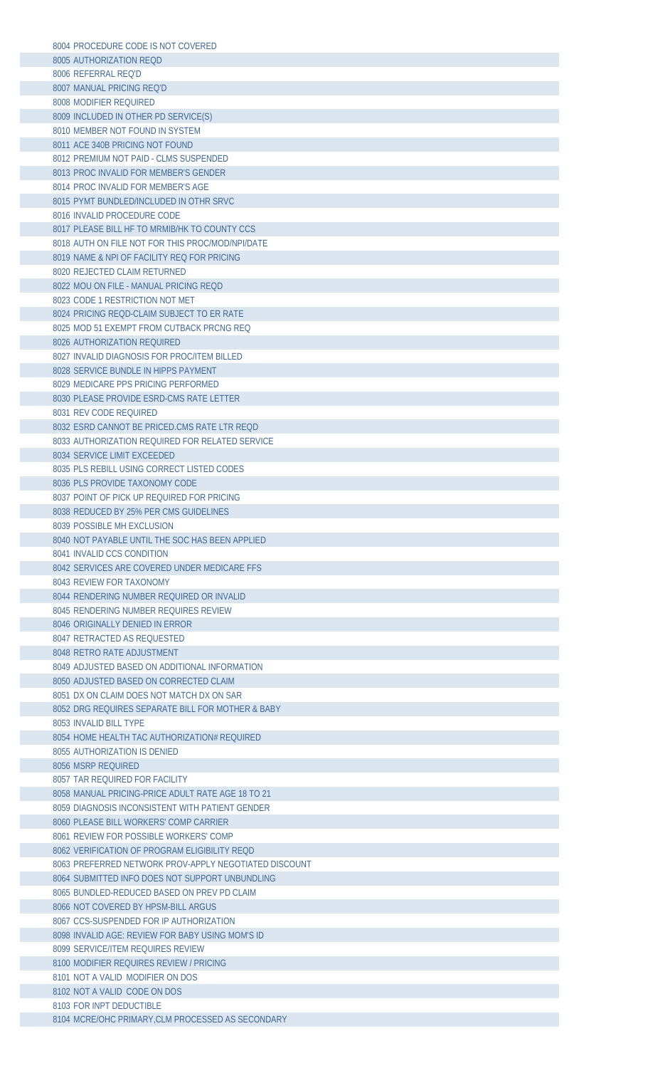8004 PROCEDURE CODE IS NOT COVERED
8005 AUTHORIZATION REQD
8006 REFERRAL REQ'D
8007 MANUAL PRICING REQ'D
8008 MODIFIER REQUIRED
8009 INCLUDED IN OTHER PD SERVICE(S)
8010 MEMBER NOT FOUND IN SYSTEM
8011 ACE 340B PRICING NOT FOUND
8012 PREMIUM NOT PAID - CLMS SUSPENDED
8013 PROC INVALID FOR MEMBER'S GENDER
8014 PROC INVALID FOR MEMBER'S AGE
8015 PYMT BUNDLED/INCLUDED IN OTHR SRVC
8016 INVALID PROCEDURE CODE
8017 PLEASE BILL HF TO MRMIB/HK TO COUNTY CCS
8018 AUTH ON FILE NOT FOR THIS PROC/MOD/NPI/DATE
8019 NAME & NPI OF FACILITY REQ FOR PRICING
8020 REJECTED CLAIM RETURNED
8022 MOU ON FILE - MANUAL PRICING REQD
8023 CODE 1 RESTRICTION NOT MET
8024 PRICING REQD-CLAIM SUBJECT TO ER RATE
8025 MOD 51 EXEMPT FROM CUTBACK PRCNG REQ
8026 AUTHORIZATION REQUIRED
8027 INVALID DIAGNOSIS FOR PROC/ITEM BILLED
8028 SERVICE BUNDLE IN HIPPS PAYMENT
8029 MEDICARE PPS PRICING PERFORMED
8030 PLEASE PROVIDE ESRD-CMS RATE LETTER
8031 REV CODE REQUIRED
8032 ESRD CANNOT BE PRICED.CMS RATE LTR REQD
8033 AUTHORIZATION REQUIRED FOR RELATED SERVICE
8034 SERVICE LIMIT EXCEEDED
8035 PLS REBILL USING CORRECT LISTED CODES
8036 PLS PROVIDE TAXONOMY CODE
8037 POINT OF PICK UP REQUIRED FOR PRICING
8038 REDUCED BY 25% PER CMS GUIDELINES
8039 POSSIBLE MH EXCLUSION
8040 NOT PAYABLE UNTIL THE SOC HAS BEEN APPLIED
8041 INVALID CCS CONDITION
8042 SERVICES ARE COVERED UNDER MEDICARE FFS
8043 REVIEW FOR TAXONOMY
8044 RENDERING NUMBER REQUIRED OR INVALID
8045 RENDERING NUMBER REQUIRES REVIEW
8046 ORIGINALLY DENIED IN ERROR
8047 RETRACTED AS REQUESTED
8048 RETRO RATE ADJUSTMENT
8049 ADJUSTED BASED ON ADDITIONAL INFORMATION
8050 ADJUSTED BASED ON CORRECTED CLAIM
8051 DX ON CLAIM DOES NOT MATCH DX ON SAR
8052 DRG REQUIRES SEPARATE BILL FOR MOTHER & BABY
8053 INVALID BILL TYPE
8054 HOME HEALTH TAC AUTHORIZATION# REQUIRED
8055 AUTHORIZATION IS DENIED
8056 MSRP REQUIRED
8057 TAR REQUIRED FOR FACILITY
8058 MANUAL PRICING-PRICE ADULT RATE AGE 18 TO 21
8059 DIAGNOSIS INCONSISTENT WITH PATIENT GENDER
8060 PLEASE BILL WORKERS' COMP CARRIER
8061 REVIEW FOR POSSIBLE WORKERS' COMP
8062 VERIFICATION OF PROGRAM ELIGIBILITY REQD
8063 PREFERRED NETWORK PROV-APPLY NEGOTIATED DISCOUNT
8064 SUBMITTED INFO DOES NOT SUPPORT UNBUNDLING
8065 BUNDLED-REDUCED BASED ON PREV PD CLAIM
8066 NOT COVERED BY HPSM-BILL ARGUS
8067 CCS-SUSPENDED FOR IP AUTHORIZATION
8098 INVALID AGE: REVIEW FOR BABY USING MOM'S ID
8099 SERVICE/ITEM REQUIRES REVIEW
8100 MODIFIER REQUIRES REVIEW / PRICING
8101 NOT A VALID MODIFIER ON DOS
8102 NOT A VALID CODE ON DOS
8103 FOR INPT DEDUCTIBLE
8104 MCRE/OHC PRIMARY,CLM PROCESSED AS SECONDARY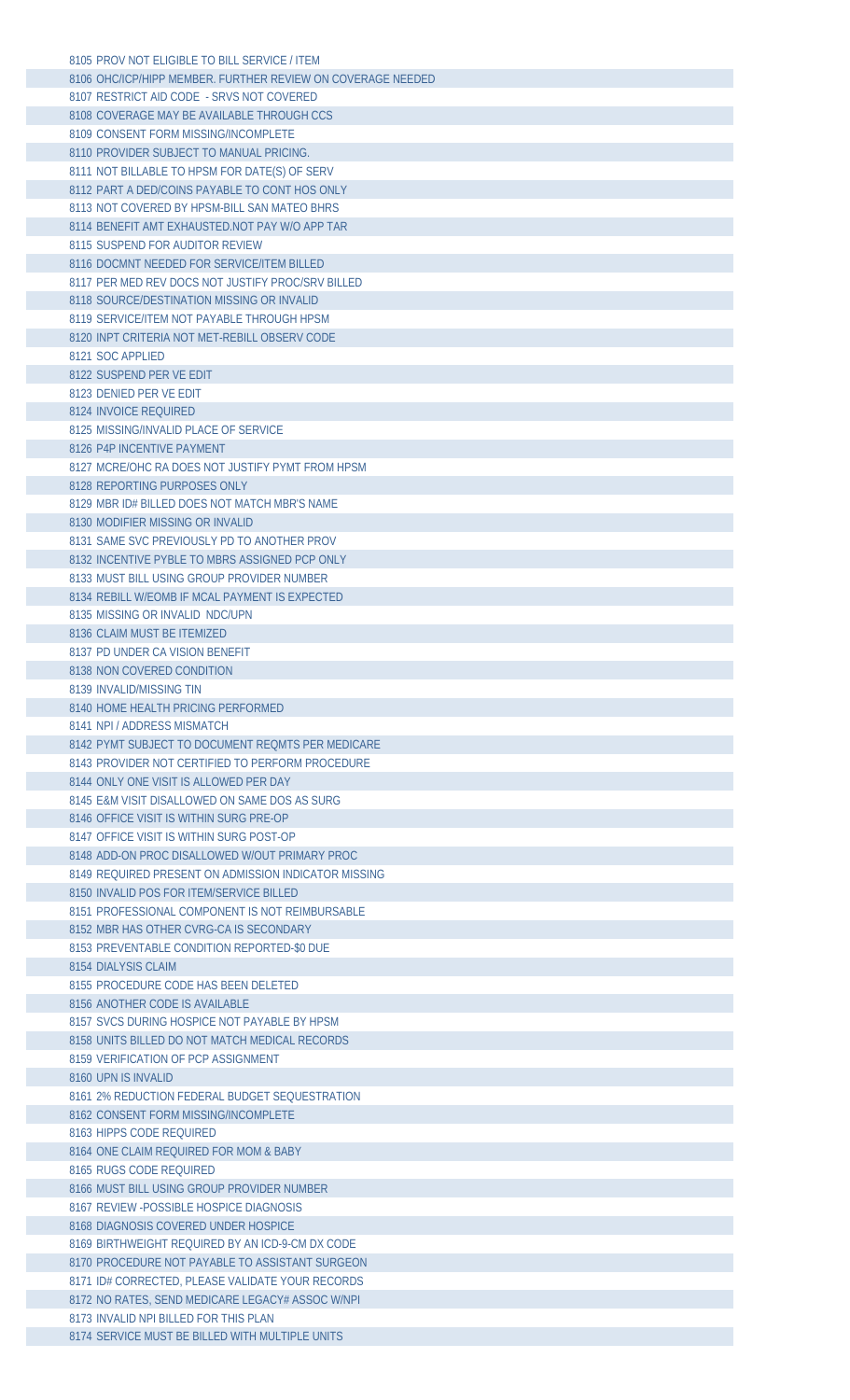8105 PROV NOT ELIGIBLE TO BILL SERVICE / ITEM
8106 OHC/ICP/HIPP MEMBER. FURTHER REVIEW ON COVERAGE NEEDED
8107 RESTRICT AID CODE - SRVS NOT COVERED
8108 COVERAGE MAY BE AVAILABLE THROUGH CCS
8109 CONSENT FORM MISSING/INCOMPLETE
8110 PROVIDER SUBJECT TO MANUAL PRICING.
8111 NOT BILLABLE TO HPSM FOR DATE(S) OF SERV
8112 PART A DED/COINS PAYABLE TO CONT HOS ONLY
8113 NOT COVERED BY HPSM-BILL SAN MATEO BHRS
8114 BENEFIT AMT EXHAUSTED.NOT PAY W/O APP TAR
8115 SUSPEND FOR AUDITOR REVIEW
8116 DOCMNT NEEDED FOR SERVICE/ITEM BILLED
8117 PER MED REV DOCS NOT JUSTIFY PROC/SRV BILLED
8118 SOURCE/DESTINATION MISSING OR INVALID
8119 SERVICE/ITEM NOT PAYABLE THROUGH HPSM
8120 INPT CRITERIA NOT MET-REBILL OBSERV CODE
8121 SOC APPLIED
8122 SUSPEND PER VE EDIT
8123 DENIED PER VE EDIT
8124 INVOICE REQUIRED
8125 MISSING/INVALID PLACE OF SERVICE
8126 P4P INCENTIVE PAYMENT
8127 MCRE/OHC RA DOES NOT JUSTIFY PYMT FROM HPSM
8128 REPORTING PURPOSES ONLY
8129 MBR ID# BILLED DOES NOT MATCH MBR'S NAME
8130 MODIFIER MISSING OR INVALID
8131 SAME SVC PREVIOUSLY PD TO ANOTHER PROV
8132 INCENTIVE PYBLE TO MBRS ASSIGNED PCP ONLY
8133 MUST BILL USING GROUP PROVIDER NUMBER
8134 REBILL W/EOMB IF MCAL PAYMENT IS EXPECTED
8135 MISSING OR INVALID NDC/UPN
8136 CLAIM MUST BE ITEMIZED
8137 PD UNDER CA VISION BENEFIT
8138 NON COVERED CONDITION
8139 INVALID/MISSING TIN
8140 HOME HEALTH PRICING PERFORMED
8141 NPI / ADDRESS MISMATCH
8142 PYMT SUBJECT TO DOCUMENT REQMTS PER MEDICARE
8143 PROVIDER NOT CERTIFIED TO PERFORM PROCEDURE
8144 ONLY ONE VISIT IS ALLOWED PER DAY
8145 E&M VISIT DISALLOWED ON SAME DOS AS SURG
8146 OFFICE VISIT IS WITHIN SURG PRE-OP
8147 OFFICE VISIT IS WITHIN SURG POST-OP
8148 ADD-ON PROC DISALLOWED W/OUT PRIMARY PROC
8149 REQUIRED PRESENT ON ADMISSION INDICATOR MISSING
8150 INVALID POS FOR ITEM/SERVICE BILLED
8151 PROFESSIONAL COMPONENT IS NOT REIMBURSABLE
8152 MBR HAS OTHER CVRG-CA IS SECONDARY
8153 PREVENTABLE CONDITION REPORTED-$0 DUE
8154 DIALYSIS CLAIM
8155 PROCEDURE CODE HAS BEEN DELETED
8156 ANOTHER CODE IS AVAILABLE
8157 SVCS DURING HOSPICE NOT PAYABLE BY HPSM
8158 UNITS BILLED DO NOT MATCH MEDICAL RECORDS
8159 VERIFICATION OF PCP ASSIGNMENT
8160 UPN IS INVALID
8161 2% REDUCTION FEDERAL BUDGET SEQUESTRATION
8162 CONSENT FORM MISSING/INCOMPLETE
8163 HIPPS CODE REQUIRED
8164 ONE CLAIM REQUIRED FOR MOM & BABY
8165 RUGS CODE REQUIRED
8166 MUST BILL USING GROUP PROVIDER NUMBER
8167 REVIEW -POSSIBLE HOSPICE DIAGNOSIS
8168 DIAGNOSIS COVERED UNDER HOSPICE
8169 BIRTHWEIGHT REQUIRED BY AN ICD-9-CM DX CODE
8170 PROCEDURE NOT PAYABLE TO ASSISTANT SURGEON
8171 ID# CORRECTED, PLEASE VALIDATE YOUR RECORDS
8172 NO RATES, SEND MEDICARE LEGACY# ASSOC W/NPI
8173 INVALID NPI BILLED FOR THIS PLAN
8174 SERVICE MUST BE BILLED WITH MULTIPLE UNITS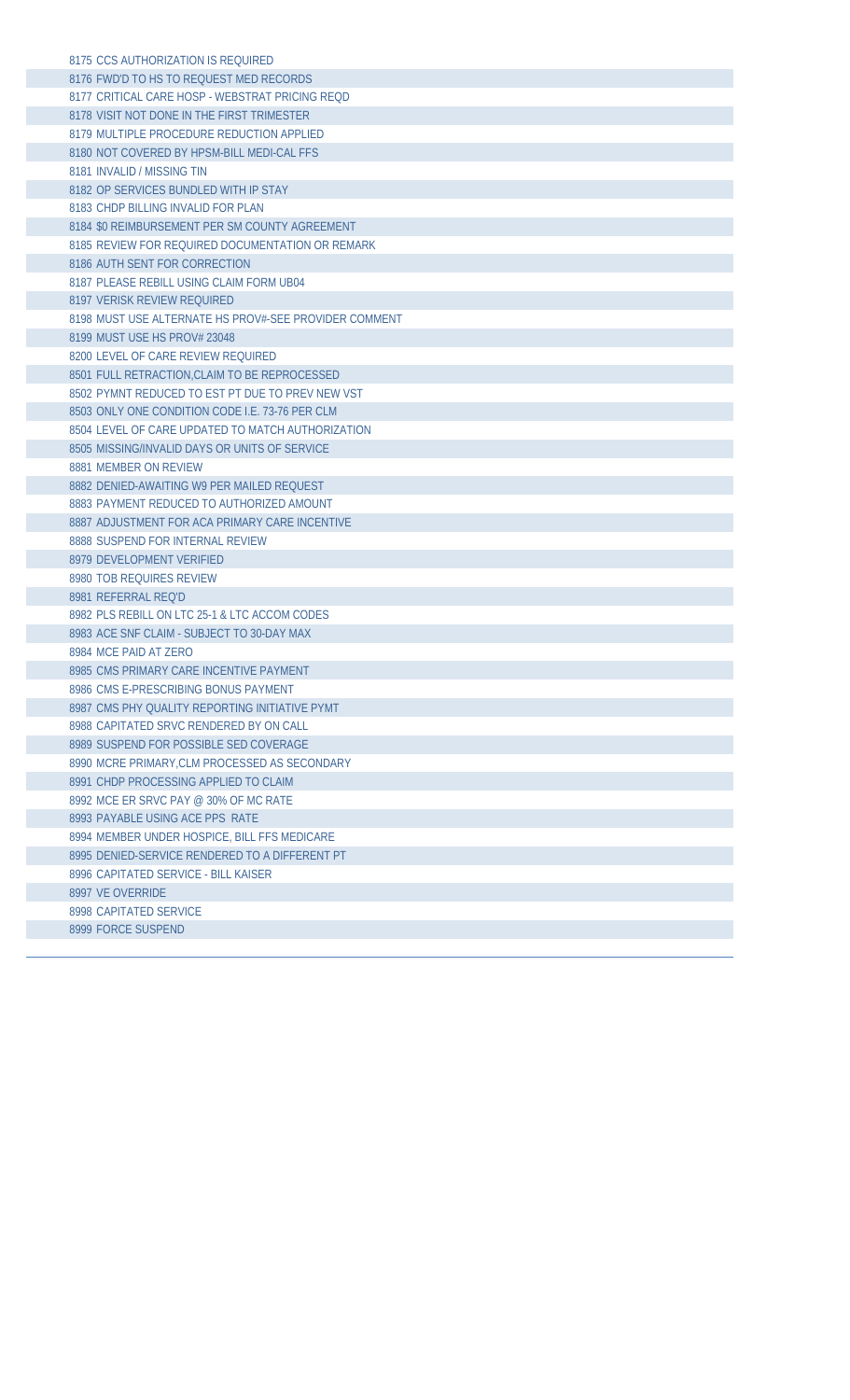| | |
|---|---|
| 8175 | CCS AUTHORIZATION IS REQUIRED |
| 8176 | FWD'D TO HS TO REQUEST MED RECORDS |
| 8177 | CRITICAL CARE HOSP - WEBSTRAT PRICING REQD |
| 8178 | VISIT NOT DONE IN THE FIRST TRIMESTER |
| 8179 | MULTIPLE PROCEDURE REDUCTION APPLIED |
| 8180 | NOT COVERED BY HPSM-BILL MEDI-CAL FFS |
| 8181 | INVALID / MISSING TIN |
| 8182 | OP SERVICES BUNDLED WITH IP STAY |
| 8183 | CHDP BILLING INVALID FOR PLAN |
| 8184 | $0 REIMBURSEMENT PER SM COUNTY AGREEMENT |
| 8185 | REVIEW FOR REQUIRED DOCUMENTATION OR REMARK |
| 8186 | AUTH SENT FOR CORRECTION |
| 8187 | PLEASE REBILL USING CLAIM FORM UB04 |
| 8197 | VERISK REVIEW REQUIRED |
| 8198 | MUST USE ALTERNATE HS PROV#-SEE PROVIDER COMMENT |
| 8199 | MUST USE HS PROV# 23048 |
| 8200 | LEVEL OF CARE REVIEW REQUIRED |
| 8501 | FULL RETRACTION,CLAIM TO BE REPROCESSED |
| 8502 | PYMNT REDUCED TO EST PT DUE TO PREV NEW VST |
| 8503 | ONLY ONE CONDITION CODE I.E. 73-76 PER CLM |
| 8504 | LEVEL OF CARE UPDATED TO MATCH AUTHORIZATION |
| 8505 | MISSING/INVALID DAYS OR UNITS OF SERVICE |
| 8881 | MEMBER ON REVIEW |
| 8882 | DENIED-AWAITING W9 PER MAILED REQUEST |
| 8883 | PAYMENT REDUCED TO AUTHORIZED AMOUNT |
| 8887 | ADJUSTMENT FOR ACA PRIMARY CARE INCENTIVE |
| 8888 | SUSPEND FOR INTERNAL REVIEW |
| 8979 | DEVELOPMENT VERIFIED |
| 8980 | TOB REQUIRES REVIEW |
| 8981 | REFERRAL REQ'D |
| 8982 | PLS REBILL ON LTC 25-1 & LTC ACCOM CODES |
| 8983 | ACE SNF CLAIM - SUBJECT TO 30-DAY MAX |
| 8984 | MCE PAID AT ZERO |
| 8985 | CMS PRIMARY CARE INCENTIVE PAYMENT |
| 8986 | CMS E-PRESCRIBING BONUS PAYMENT |
| 8987 | CMS PHY QUALITY REPORTING INITIATIVE PYMT |
| 8988 | CAPITATED SRVC RENDERED BY ON CALL |
| 8989 | SUSPEND FOR POSSIBLE SED COVERAGE |
| 8990 | MCRE PRIMARY,CLM PROCESSED AS SECONDARY |
| 8991 | CHDP PROCESSING APPLIED TO CLAIM |
| 8992 | MCE ER SRVC PAY @ 30% OF MC RATE |
| 8993 | PAYABLE USING ACE PPS RATE |
| 8994 | MEMBER UNDER HOSPICE, BILL FFS MEDICARE |
| 8995 | DENIED-SERVICE RENDERED TO A DIFFERENT PT |
| 8996 | CAPITATED SERVICE - BILL KAISER |
| 8997 | VE OVERRIDE |
| 8998 | CAPITATED SERVICE |
| 8999 | FORCE SUSPEND |